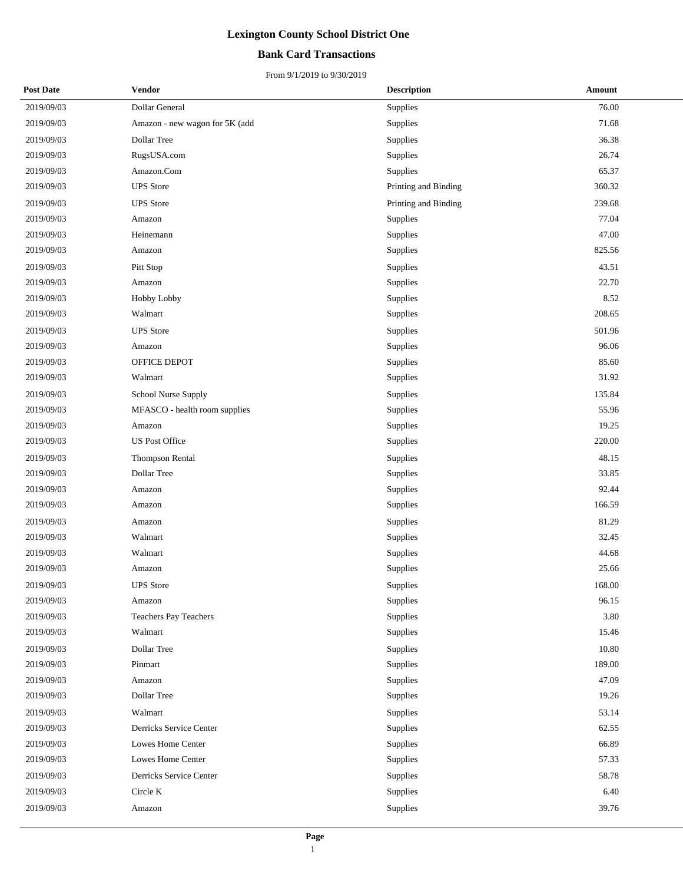# Lexington County School District One

## Bank Card Transactions

From 9/1/2019 to 9/30/2019

| Post Date | Vendor | Description | Amount |
|---|---|---|---|
| 2019/09/03 | Dollar General | Supplies | 76.00 |
| 2019/09/03 | Amazon - new wagon for 5K (add | Supplies | 71.68 |
| 2019/09/03 | Dollar Tree | Supplies | 36.38 |
| 2019/09/03 | RugsUSA.com | Supplies | 26.74 |
| 2019/09/03 | Amazon.Com | Supplies | 65.37 |
| 2019/09/03 | UPS Store | Printing and Binding | 360.32 |
| 2019/09/03 | UPS Store | Printing and Binding | 239.68 |
| 2019/09/03 | Amazon | Supplies | 77.04 |
| 2019/09/03 | Heinemann | Supplies | 47.00 |
| 2019/09/03 | Amazon | Supplies | 825.56 |
| 2019/09/03 | Pitt Stop | Supplies | 43.51 |
| 2019/09/03 | Amazon | Supplies | 22.70 |
| 2019/09/03 | Hobby Lobby | Supplies | 8.52 |
| 2019/09/03 | Walmart | Supplies | 208.65 |
| 2019/09/03 | UPS Store | Supplies | 501.96 |
| 2019/09/03 | Amazon | Supplies | 96.06 |
| 2019/09/03 | OFFICE DEPOT | Supplies | 85.60 |
| 2019/09/03 | Walmart | Supplies | 31.92 |
| 2019/09/03 | School Nurse Supply | Supplies | 135.84 |
| 2019/09/03 | MFASCO - health room supplies | Supplies | 55.96 |
| 2019/09/03 | Amazon | Supplies | 19.25 |
| 2019/09/03 | US Post Office | Supplies | 220.00 |
| 2019/09/03 | Thompson Rental | Supplies | 48.15 |
| 2019/09/03 | Dollar Tree | Supplies | 33.85 |
| 2019/09/03 | Amazon | Supplies | 92.44 |
| 2019/09/03 | Amazon | Supplies | 166.59 |
| 2019/09/03 | Amazon | Supplies | 81.29 |
| 2019/09/03 | Walmart | Supplies | 32.45 |
| 2019/09/03 | Walmart | Supplies | 44.68 |
| 2019/09/03 | Amazon | Supplies | 25.66 |
| 2019/09/03 | UPS Store | Supplies | 168.00 |
| 2019/09/03 | Amazon | Supplies | 96.15 |
| 2019/09/03 | Teachers Pay Teachers | Supplies | 3.80 |
| 2019/09/03 | Walmart | Supplies | 15.46 |
| 2019/09/03 | Dollar Tree | Supplies | 10.80 |
| 2019/09/03 | Pinmart | Supplies | 189.00 |
| 2019/09/03 | Amazon | Supplies | 47.09 |
| 2019/09/03 | Dollar Tree | Supplies | 19.26 |
| 2019/09/03 | Walmart | Supplies | 53.14 |
| 2019/09/03 | Derricks Service Center | Supplies | 62.55 |
| 2019/09/03 | Lowes Home Center | Supplies | 66.89 |
| 2019/09/03 | Lowes Home Center | Supplies | 57.33 |
| 2019/09/03 | Derricks Service Center | Supplies | 58.78 |
| 2019/09/03 | Circle K | Supplies | 6.40 |
| 2019/09/03 | Amazon | Supplies | 39.76 |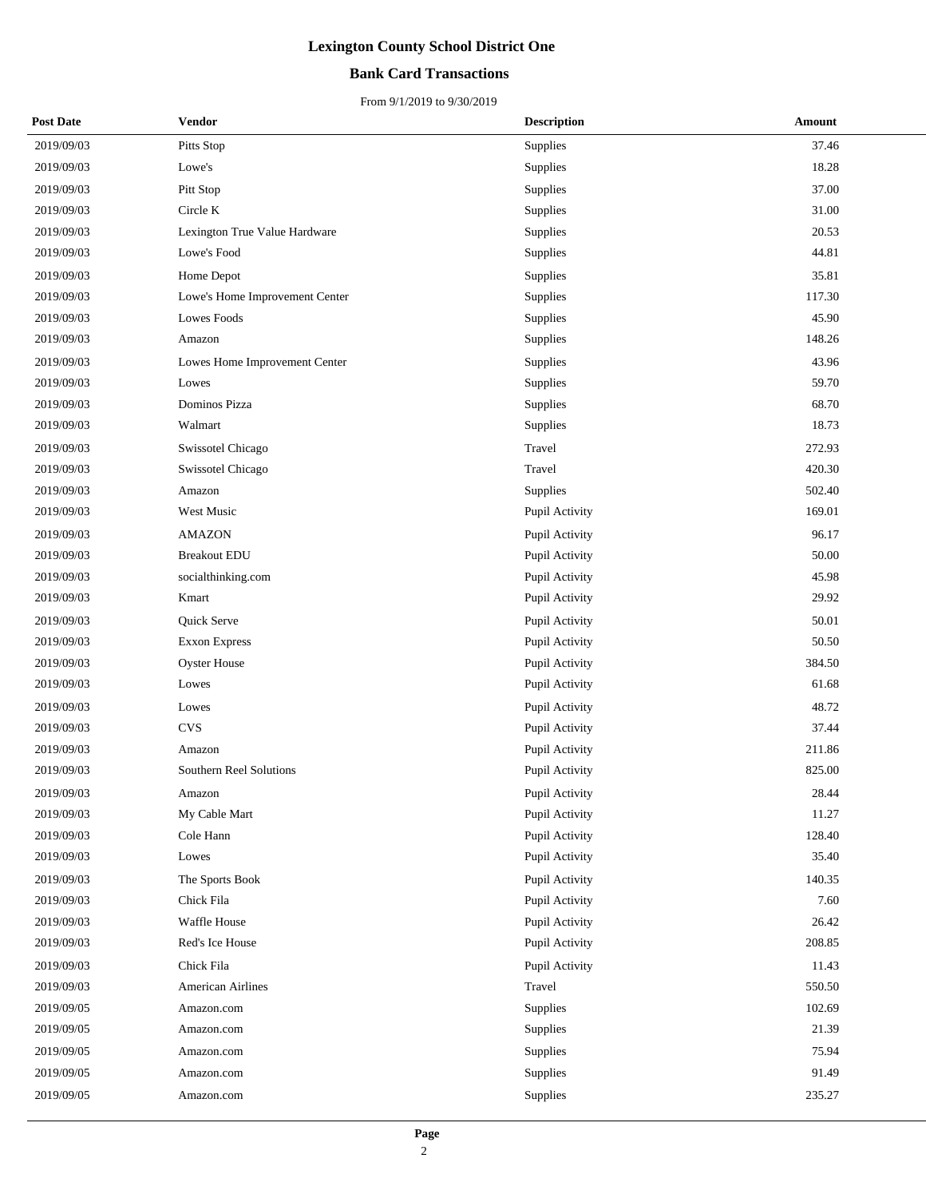# Lexington County School District One

## Bank Card Transactions

From 9/1/2019 to 9/30/2019

| Post Date | Vendor | Description | Amount |
|---|---|---|---|
| 2019/09/03 | Pitts Stop | Supplies | 37.46 |
| 2019/09/03 | Lowe's | Supplies | 18.28 |
| 2019/09/03 | Pitt Stop | Supplies | 37.00 |
| 2019/09/03 | Circle K | Supplies | 31.00 |
| 2019/09/03 | Lexington True Value Hardware | Supplies | 20.53 |
| 2019/09/03 | Lowe's Food | Supplies | 44.81 |
| 2019/09/03 | Home Depot | Supplies | 35.81 |
| 2019/09/03 | Lowe's Home Improvement Center | Supplies | 117.30 |
| 2019/09/03 | Lowes Foods | Supplies | 45.90 |
| 2019/09/03 | Amazon | Supplies | 148.26 |
| 2019/09/03 | Lowes Home Improvement Center | Supplies | 43.96 |
| 2019/09/03 | Lowes | Supplies | 59.70 |
| 2019/09/03 | Dominos Pizza | Supplies | 68.70 |
| 2019/09/03 | Walmart | Supplies | 18.73 |
| 2019/09/03 | Swissotel Chicago | Travel | 272.93 |
| 2019/09/03 | Swissotel Chicago | Travel | 420.30 |
| 2019/09/03 | Amazon | Supplies | 502.40 |
| 2019/09/03 | West Music | Pupil Activity | 169.01 |
| 2019/09/03 | AMAZON | Pupil Activity | 96.17 |
| 2019/09/03 | Breakout EDU | Pupil Activity | 50.00 |
| 2019/09/03 | socialthinking.com | Pupil Activity | 45.98 |
| 2019/09/03 | Kmart | Pupil Activity | 29.92 |
| 2019/09/03 | Quick Serve | Pupil Activity | 50.01 |
| 2019/09/03 | Exxon Express | Pupil Activity | 50.50 |
| 2019/09/03 | Oyster House | Pupil Activity | 384.50 |
| 2019/09/03 | Lowes | Pupil Activity | 61.68 |
| 2019/09/03 | Lowes | Pupil Activity | 48.72 |
| 2019/09/03 | CVS | Pupil Activity | 37.44 |
| 2019/09/03 | Amazon | Pupil Activity | 211.86 |
| 2019/09/03 | Southern Reel Solutions | Pupil Activity | 825.00 |
| 2019/09/03 | Amazon | Pupil Activity | 28.44 |
| 2019/09/03 | My Cable Mart | Pupil Activity | 11.27 |
| 2019/09/03 | Cole Hann | Pupil Activity | 128.40 |
| 2019/09/03 | Lowes | Pupil Activity | 35.40 |
| 2019/09/03 | The Sports Book | Pupil Activity | 140.35 |
| 2019/09/03 | Chick Fila | Pupil Activity | 7.60 |
| 2019/09/03 | Waffle House | Pupil Activity | 26.42 |
| 2019/09/03 | Red's Ice House | Pupil Activity | 208.85 |
| 2019/09/03 | Chick Fila | Pupil Activity | 11.43 |
| 2019/09/03 | American Airlines | Travel | 550.50 |
| 2019/09/05 | Amazon.com | Supplies | 102.69 |
| 2019/09/05 | Amazon.com | Supplies | 21.39 |
| 2019/09/05 | Amazon.com | Supplies | 75.94 |
| 2019/09/05 | Amazon.com | Supplies | 91.49 |
| 2019/09/05 | Amazon.com | Supplies | 235.27 |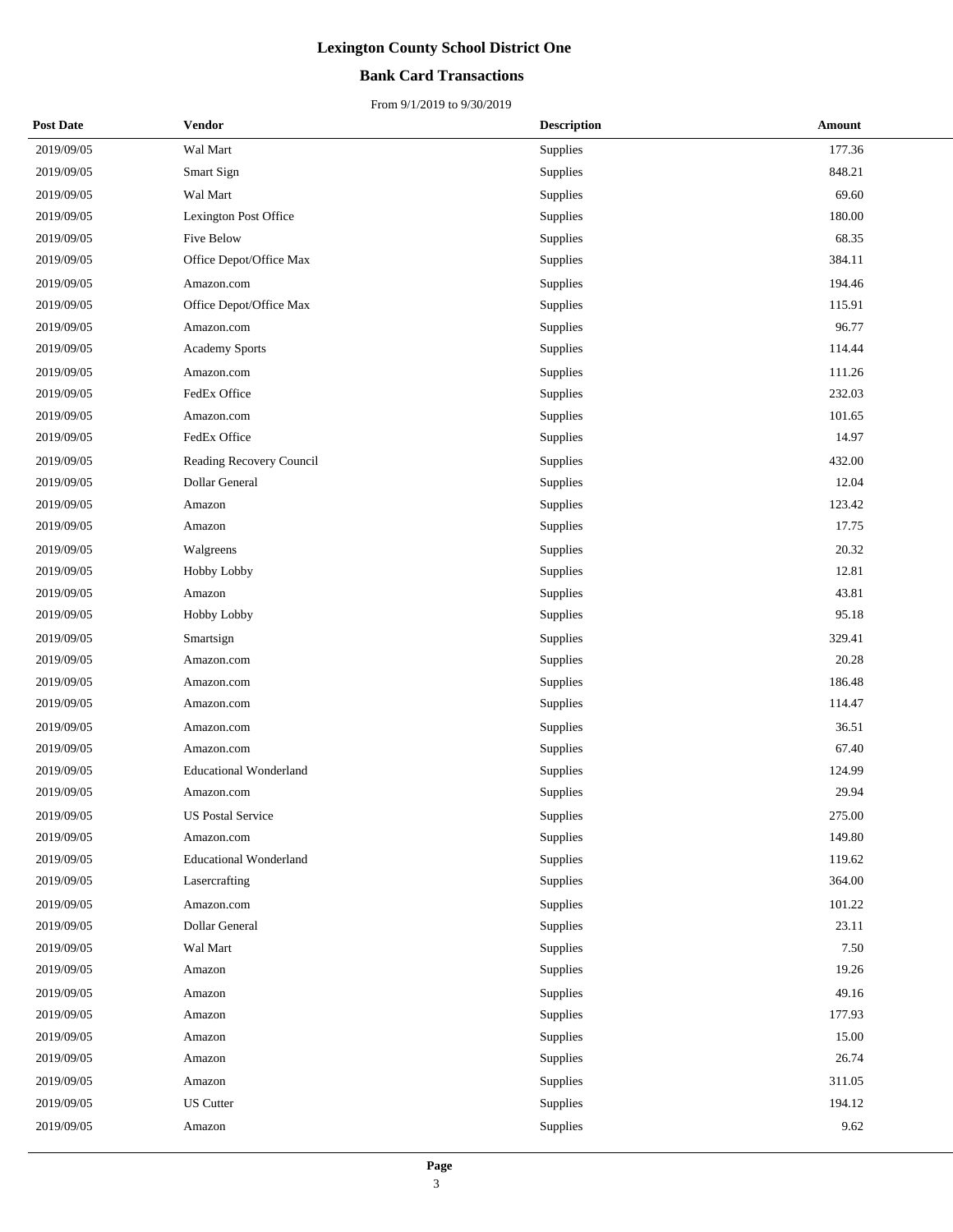# Lexington County School District One

## Bank Card Transactions

From 9/1/2019 to 9/30/2019

| Post Date | Vendor | Description | Amount |
|---|---|---|---|
| 2019/09/05 | Wal Mart | Supplies | 177.36 |
| 2019/09/05 | Smart Sign | Supplies | 848.21 |
| 2019/09/05 | Wal Mart | Supplies | 69.60 |
| 2019/09/05 | Lexington Post Office | Supplies | 180.00 |
| 2019/09/05 | Five Below | Supplies | 68.35 |
| 2019/09/05 | Office Depot/Office Max | Supplies | 384.11 |
| 2019/09/05 | Amazon.com | Supplies | 194.46 |
| 2019/09/05 | Office Depot/Office Max | Supplies | 115.91 |
| 2019/09/05 | Amazon.com | Supplies | 96.77 |
| 2019/09/05 | Academy Sports | Supplies | 114.44 |
| 2019/09/05 | Amazon.com | Supplies | 111.26 |
| 2019/09/05 | FedEx Office | Supplies | 232.03 |
| 2019/09/05 | Amazon.com | Supplies | 101.65 |
| 2019/09/05 | FedEx Office | Supplies | 14.97 |
| 2019/09/05 | Reading Recovery Council | Supplies | 432.00 |
| 2019/09/05 | Dollar General | Supplies | 12.04 |
| 2019/09/05 | Amazon | Supplies | 123.42 |
| 2019/09/05 | Amazon | Supplies | 17.75 |
| 2019/09/05 | Walgreens | Supplies | 20.32 |
| 2019/09/05 | Hobby Lobby | Supplies | 12.81 |
| 2019/09/05 | Amazon | Supplies | 43.81 |
| 2019/09/05 | Hobby Lobby | Supplies | 95.18 |
| 2019/09/05 | Smartsign | Supplies | 329.41 |
| 2019/09/05 | Amazon.com | Supplies | 20.28 |
| 2019/09/05 | Amazon.com | Supplies | 186.48 |
| 2019/09/05 | Amazon.com | Supplies | 114.47 |
| 2019/09/05 | Amazon.com | Supplies | 36.51 |
| 2019/09/05 | Amazon.com | Supplies | 67.40 |
| 2019/09/05 | Educational Wonderland | Supplies | 124.99 |
| 2019/09/05 | Amazon.com | Supplies | 29.94 |
| 2019/09/05 | US Postal Service | Supplies | 275.00 |
| 2019/09/05 | Amazon.com | Supplies | 149.80 |
| 2019/09/05 | Educational Wonderland | Supplies | 119.62 |
| 2019/09/05 | Lasercrafting | Supplies | 364.00 |
| 2019/09/05 | Amazon.com | Supplies | 101.22 |
| 2019/09/05 | Dollar General | Supplies | 23.11 |
| 2019/09/05 | Wal Mart | Supplies | 7.50 |
| 2019/09/05 | Amazon | Supplies | 19.26 |
| 2019/09/05 | Amazon | Supplies | 49.16 |
| 2019/09/05 | Amazon | Supplies | 177.93 |
| 2019/09/05 | Amazon | Supplies | 15.00 |
| 2019/09/05 | Amazon | Supplies | 26.74 |
| 2019/09/05 | Amazon | Supplies | 311.05 |
| 2019/09/05 | US Cutter | Supplies | 194.12 |
| 2019/09/05 | Amazon | Supplies | 9.62 |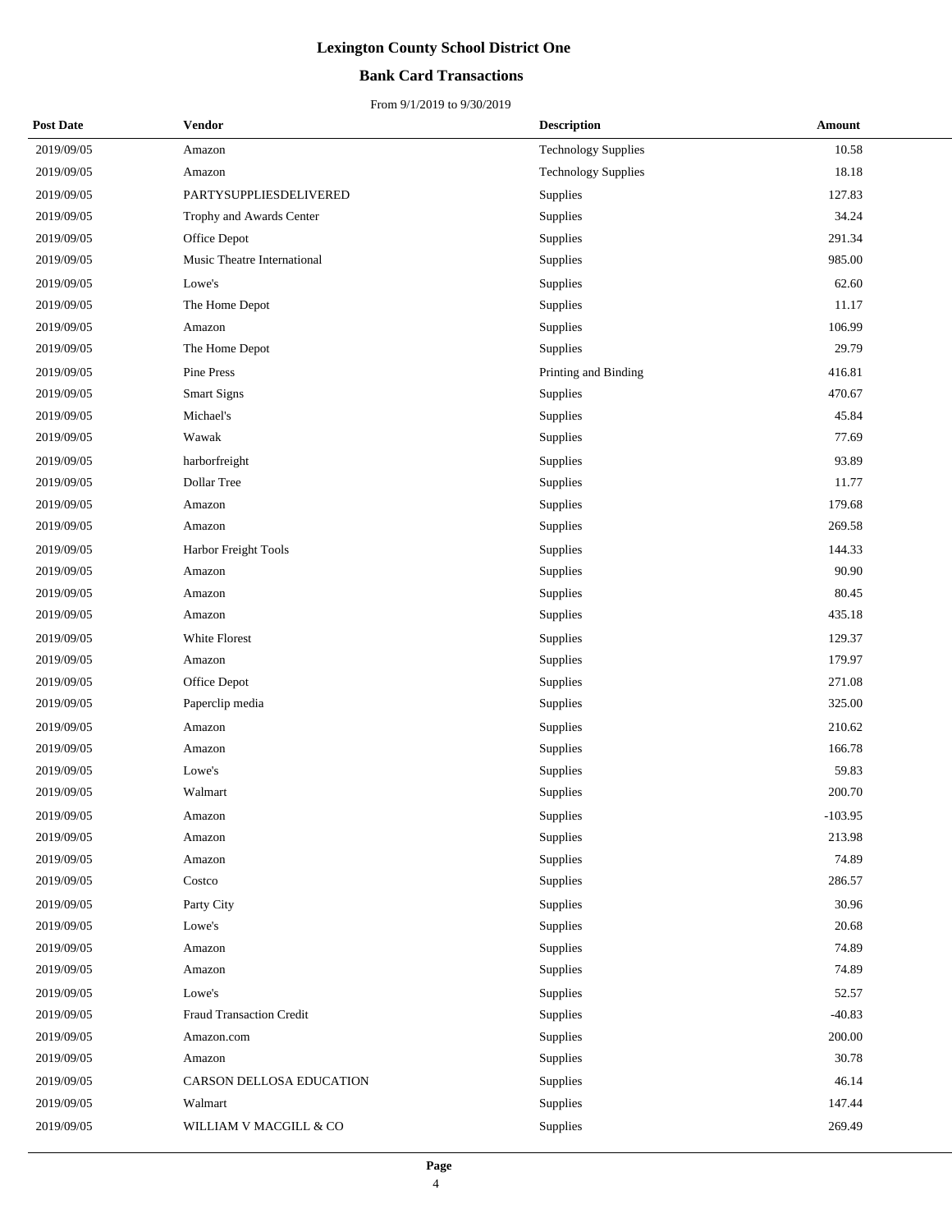# Lexington County School District One

## Bank Card Transactions

From 9/1/2019 to 9/30/2019

| Post Date | Vendor | Description | Amount |
|---|---|---|---|
| 2019/09/05 | Amazon | Technology Supplies | 10.58 |
| 2019/09/05 | Amazon | Technology Supplies | 18.18 |
| 2019/09/05 | PARTYSUPPLIESDELIVERED | Supplies | 127.83 |
| 2019/09/05 | Trophy and Awards Center | Supplies | 34.24 |
| 2019/09/05 | Office Depot | Supplies | 291.34 |
| 2019/09/05 | Music Theatre International | Supplies | 985.00 |
| 2019/09/05 | Lowe's | Supplies | 62.60 |
| 2019/09/05 | The Home Depot | Supplies | 11.17 |
| 2019/09/05 | Amazon | Supplies | 106.99 |
| 2019/09/05 | The Home Depot | Supplies | 29.79 |
| 2019/09/05 | Pine Press | Printing and Binding | 416.81 |
| 2019/09/05 | Smart Signs | Supplies | 470.67 |
| 2019/09/05 | Michael's | Supplies | 45.84 |
| 2019/09/05 | Wawak | Supplies | 77.69 |
| 2019/09/05 | harborfreight | Supplies | 93.89 |
| 2019/09/05 | Dollar Tree | Supplies | 11.77 |
| 2019/09/05 | Amazon | Supplies | 179.68 |
| 2019/09/05 | Amazon | Supplies | 269.58 |
| 2019/09/05 | Harbor Freight Tools | Supplies | 144.33 |
| 2019/09/05 | Amazon | Supplies | 90.90 |
| 2019/09/05 | Amazon | Supplies | 80.45 |
| 2019/09/05 | Amazon | Supplies | 435.18 |
| 2019/09/05 | White Florest | Supplies | 129.37 |
| 2019/09/05 | Amazon | Supplies | 179.97 |
| 2019/09/05 | Office Depot | Supplies | 271.08 |
| 2019/09/05 | Paperclip media | Supplies | 325.00 |
| 2019/09/05 | Amazon | Supplies | 210.62 |
| 2019/09/05 | Amazon | Supplies | 166.78 |
| 2019/09/05 | Lowe's | Supplies | 59.83 |
| 2019/09/05 | Walmart | Supplies | 200.70 |
| 2019/09/05 | Amazon | Supplies | -103.95 |
| 2019/09/05 | Amazon | Supplies | 213.98 |
| 2019/09/05 | Amazon | Supplies | 74.89 |
| 2019/09/05 | Costco | Supplies | 286.57 |
| 2019/09/05 | Party City | Supplies | 30.96 |
| 2019/09/05 | Lowe's | Supplies | 20.68 |
| 2019/09/05 | Amazon | Supplies | 74.89 |
| 2019/09/05 | Amazon | Supplies | 74.89 |
| 2019/09/05 | Lowe's | Supplies | 52.57 |
| 2019/09/05 | Fraud Transaction Credit | Supplies | -40.83 |
| 2019/09/05 | Amazon.com | Supplies | 200.00 |
| 2019/09/05 | Amazon | Supplies | 30.78 |
| 2019/09/05 | CARSON DELLOSA EDUCATION | Supplies | 46.14 |
| 2019/09/05 | Walmart | Supplies | 147.44 |
| 2019/09/05 | WILLIAM V MACGILL & CO | Supplies | 269.49 |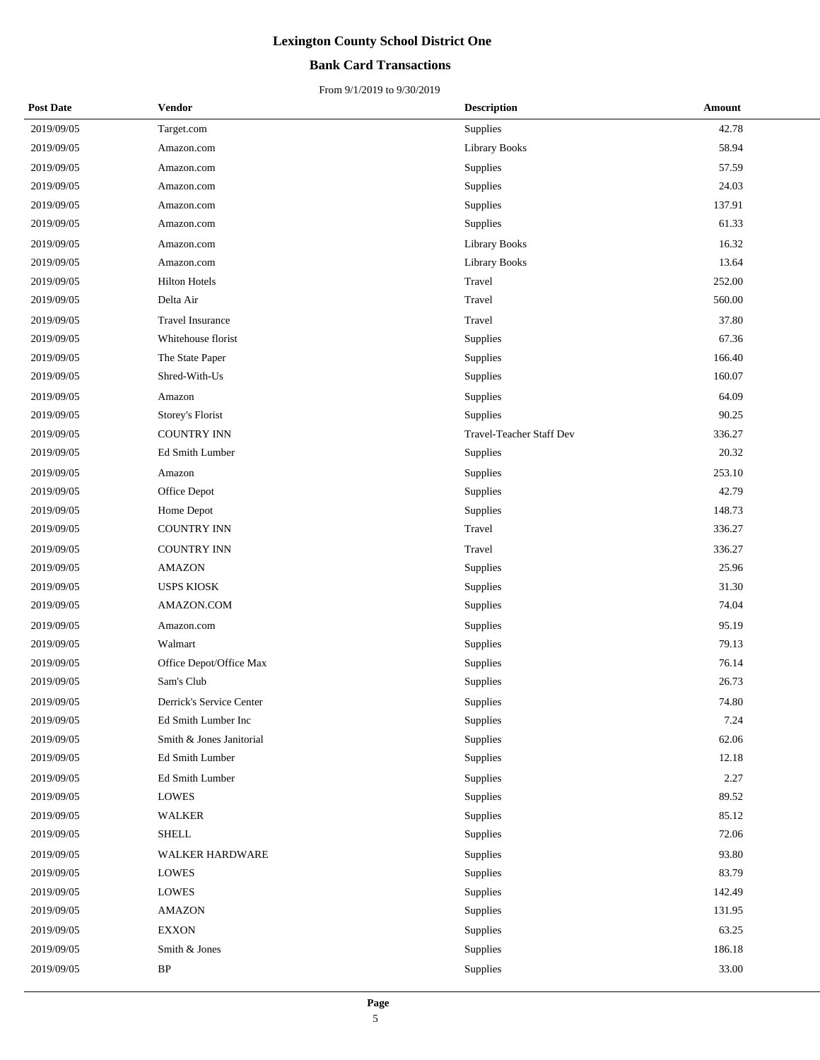# Lexington County School District One

## Bank Card Transactions

From 9/1/2019 to 9/30/2019

| Post Date | Vendor | Description | Amount |
|---|---|---|---|
| 2019/09/05 | Target.com | Supplies | 42.78 |
| 2019/09/05 | Amazon.com | Library Books | 58.94 |
| 2019/09/05 | Amazon.com | Supplies | 57.59 |
| 2019/09/05 | Amazon.com | Supplies | 24.03 |
| 2019/09/05 | Amazon.com | Supplies | 137.91 |
| 2019/09/05 | Amazon.com | Supplies | 61.33 |
| 2019/09/05 | Amazon.com | Library Books | 16.32 |
| 2019/09/05 | Amazon.com | Library Books | 13.64 |
| 2019/09/05 | Hilton Hotels | Travel | 252.00 |
| 2019/09/05 | Delta Air | Travel | 560.00 |
| 2019/09/05 | Travel Insurance | Travel | 37.80 |
| 2019/09/05 | Whitehouse florist | Supplies | 67.36 |
| 2019/09/05 | The State Paper | Supplies | 166.40 |
| 2019/09/05 | Shred-With-Us | Supplies | 160.07 |
| 2019/09/05 | Amazon | Supplies | 64.09 |
| 2019/09/05 | Storey's Florist | Supplies | 90.25 |
| 2019/09/05 | COUNTRY INN | Travel-Teacher Staff Dev | 336.27 |
| 2019/09/05 | Ed Smith Lumber | Supplies | 20.32 |
| 2019/09/05 | Amazon | Supplies | 253.10 |
| 2019/09/05 | Office Depot | Supplies | 42.79 |
| 2019/09/05 | Home Depot | Supplies | 148.73 |
| 2019/09/05 | COUNTRY INN | Travel | 336.27 |
| 2019/09/05 | COUNTRY INN | Travel | 336.27 |
| 2019/09/05 | AMAZON | Supplies | 25.96 |
| 2019/09/05 | USPS KIOSK | Supplies | 31.30 |
| 2019/09/05 | AMAZON.COM | Supplies | 74.04 |
| 2019/09/05 | Amazon.com | Supplies | 95.19 |
| 2019/09/05 | Walmart | Supplies | 79.13 |
| 2019/09/05 | Office Depot/Office Max | Supplies | 76.14 |
| 2019/09/05 | Sam's Club | Supplies | 26.73 |
| 2019/09/05 | Derrick's Service Center | Supplies | 74.80 |
| 2019/09/05 | Ed Smith Lumber Inc | Supplies | 7.24 |
| 2019/09/05 | Smith & Jones Janitorial | Supplies | 62.06 |
| 2019/09/05 | Ed Smith Lumber | Supplies | 12.18 |
| 2019/09/05 | Ed Smith Lumber | Supplies | 2.27 |
| 2019/09/05 | LOWES | Supplies | 89.52 |
| 2019/09/05 | WALKER | Supplies | 85.12 |
| 2019/09/05 | SHELL | Supplies | 72.06 |
| 2019/09/05 | WALKER HARDWARE | Supplies | 93.80 |
| 2019/09/05 | LOWES | Supplies | 83.79 |
| 2019/09/05 | LOWES | Supplies | 142.49 |
| 2019/09/05 | AMAZON | Supplies | 131.95 |
| 2019/09/05 | EXXON | Supplies | 63.25 |
| 2019/09/05 | Smith & Jones | Supplies | 186.18 |
| 2019/09/05 | BP | Supplies | 33.00 |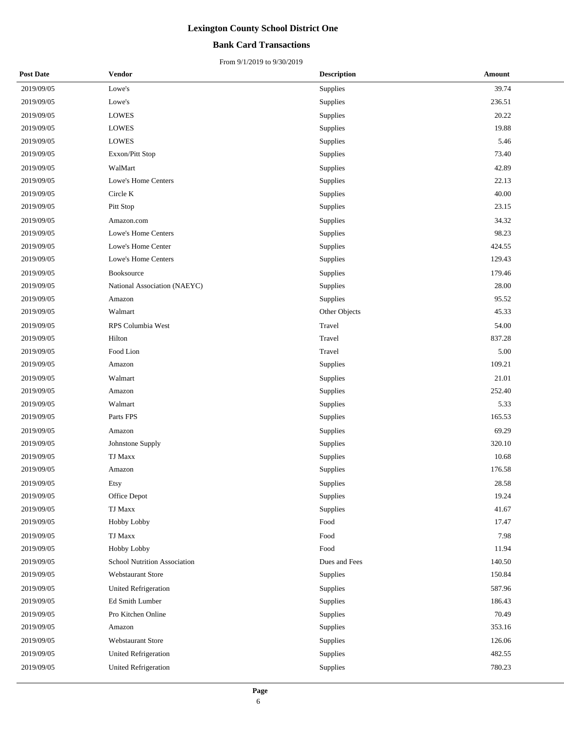# Lexington County School District One

## Bank Card Transactions

From 9/1/2019 to 9/30/2019

| Post Date | Vendor | Description | Amount |
|---|---|---|---|
| 2019/09/05 | Lowe's | Supplies | 39.74 |
| 2019/09/05 | Lowe's | Supplies | 236.51 |
| 2019/09/05 | LOWES | Supplies | 20.22 |
| 2019/09/05 | LOWES | Supplies | 19.88 |
| 2019/09/05 | LOWES | Supplies | 5.46 |
| 2019/09/05 | Exxon/Pitt Stop | Supplies | 73.40 |
| 2019/09/05 | WalMart | Supplies | 42.89 |
| 2019/09/05 | Lowe's Home Centers | Supplies | 22.13 |
| 2019/09/05 | Circle K | Supplies | 40.00 |
| 2019/09/05 | Pitt Stop | Supplies | 23.15 |
| 2019/09/05 | Amazon.com | Supplies | 34.32 |
| 2019/09/05 | Lowe's Home Centers | Supplies | 98.23 |
| 2019/09/05 | Lowe's Home Center | Supplies | 424.55 |
| 2019/09/05 | Lowe's Home Centers | Supplies | 129.43 |
| 2019/09/05 | Booksource | Supplies | 179.46 |
| 2019/09/05 | National Association (NAEYC) | Supplies | 28.00 |
| 2019/09/05 | Amazon | Supplies | 95.52 |
| 2019/09/05 | Walmart | Other Objects | 45.33 |
| 2019/09/05 | RPS Columbia West | Travel | 54.00 |
| 2019/09/05 | Hilton | Travel | 837.28 |
| 2019/09/05 | Food Lion | Travel | 5.00 |
| 2019/09/05 | Amazon | Supplies | 109.21 |
| 2019/09/05 | Walmart | Supplies | 21.01 |
| 2019/09/05 | Amazon | Supplies | 252.40 |
| 2019/09/05 | Walmart | Supplies | 5.33 |
| 2019/09/05 | Parts FPS | Supplies | 165.53 |
| 2019/09/05 | Amazon | Supplies | 69.29 |
| 2019/09/05 | Johnstone Supply | Supplies | 320.10 |
| 2019/09/05 | TJ Maxx | Supplies | 10.68 |
| 2019/09/05 | Amazon | Supplies | 176.58 |
| 2019/09/05 | Etsy | Supplies | 28.58 |
| 2019/09/05 | Office Depot | Supplies | 19.24 |
| 2019/09/05 | TJ Maxx | Supplies | 41.67 |
| 2019/09/05 | Hobby Lobby | Food | 17.47 |
| 2019/09/05 | TJ Maxx | Food | 7.98 |
| 2019/09/05 | Hobby Lobby | Food | 11.94 |
| 2019/09/05 | School Nutrition Association | Dues and Fees | 140.50 |
| 2019/09/05 | Webstaurant Store | Supplies | 150.84 |
| 2019/09/05 | United Refrigeration | Supplies | 587.96 |
| 2019/09/05 | Ed Smith Lumber | Supplies | 186.43 |
| 2019/09/05 | Pro Kitchen Online | Supplies | 70.49 |
| 2019/09/05 | Amazon | Supplies | 353.16 |
| 2019/09/05 | Webstaurant Store | Supplies | 126.06 |
| 2019/09/05 | United Refrigeration | Supplies | 482.55 |
| 2019/09/05 | United Refrigeration | Supplies | 780.23 |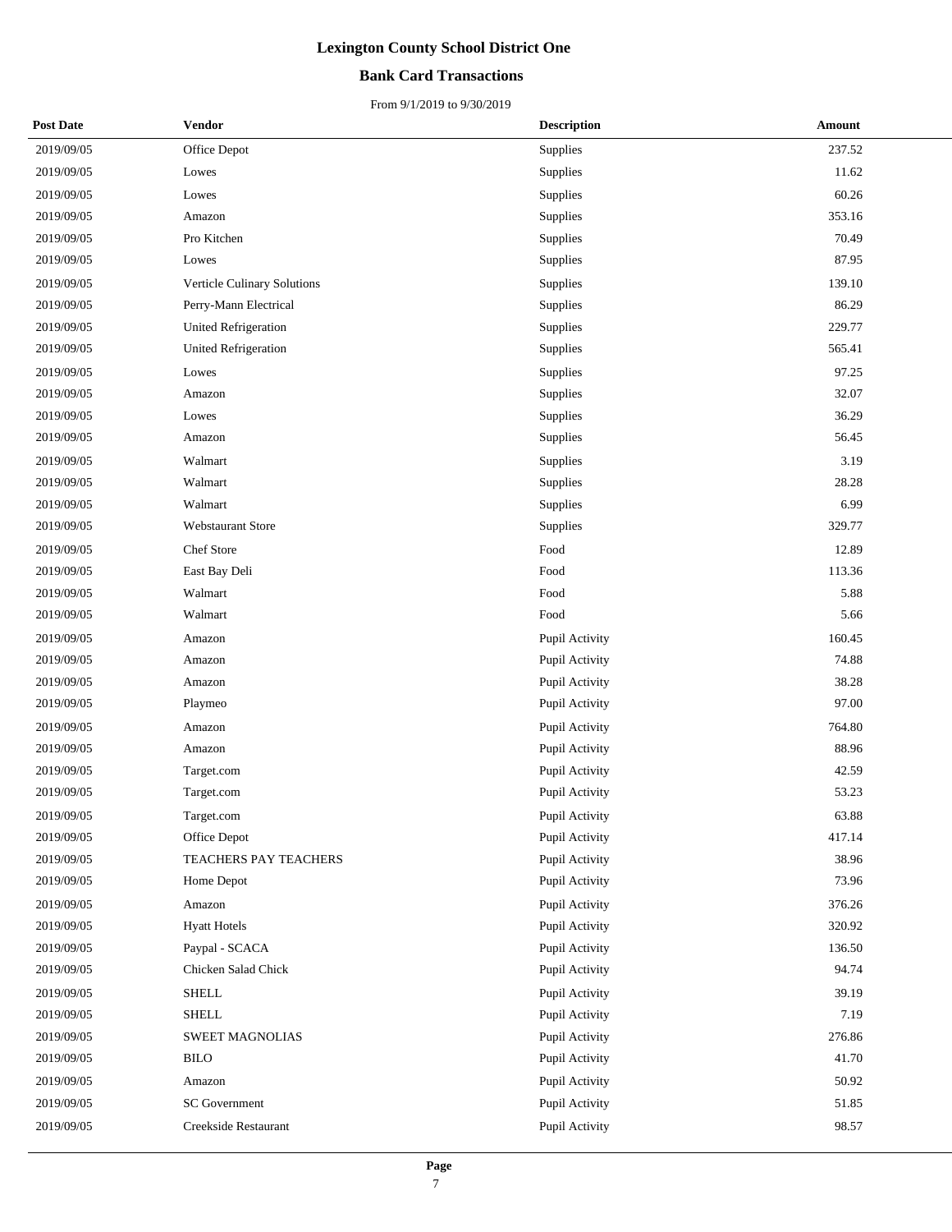# Lexington County School District One

## Bank Card Transactions

From 9/1/2019 to 9/30/2019

| Post Date | Vendor | Description | Amount |
|---|---|---|---|
| 2019/09/05 | Office Depot | Supplies | 237.52 |
| 2019/09/05 | Lowes | Supplies | 11.62 |
| 2019/09/05 | Lowes | Supplies | 60.26 |
| 2019/09/05 | Amazon | Supplies | 353.16 |
| 2019/09/05 | Pro Kitchen | Supplies | 70.49 |
| 2019/09/05 | Lowes | Supplies | 87.95 |
| 2019/09/05 | Verticle Culinary Solutions | Supplies | 139.10 |
| 2019/09/05 | Perry-Mann Electrical | Supplies | 86.29 |
| 2019/09/05 | United Refrigeration | Supplies | 229.77 |
| 2019/09/05 | United Refrigeration | Supplies | 565.41 |
| 2019/09/05 | Lowes | Supplies | 97.25 |
| 2019/09/05 | Amazon | Supplies | 32.07 |
| 2019/09/05 | Lowes | Supplies | 36.29 |
| 2019/09/05 | Amazon | Supplies | 56.45 |
| 2019/09/05 | Walmart | Supplies | 3.19 |
| 2019/09/05 | Walmart | Supplies | 28.28 |
| 2019/09/05 | Walmart | Supplies | 6.99 |
| 2019/09/05 | Webstaurant Store | Supplies | 329.77 |
| 2019/09/05 | Chef Store | Food | 12.89 |
| 2019/09/05 | East Bay Deli | Food | 113.36 |
| 2019/09/05 | Walmart | Food | 5.88 |
| 2019/09/05 | Walmart | Food | 5.66 |
| 2019/09/05 | Amazon | Pupil Activity | 160.45 |
| 2019/09/05 | Amazon | Pupil Activity | 74.88 |
| 2019/09/05 | Amazon | Pupil Activity | 38.28 |
| 2019/09/05 | Playmeo | Pupil Activity | 97.00 |
| 2019/09/05 | Amazon | Pupil Activity | 764.80 |
| 2019/09/05 | Amazon | Pupil Activity | 88.96 |
| 2019/09/05 | Target.com | Pupil Activity | 42.59 |
| 2019/09/05 | Target.com | Pupil Activity | 53.23 |
| 2019/09/05 | Target.com | Pupil Activity | 63.88 |
| 2019/09/05 | Office Depot | Pupil Activity | 417.14 |
| 2019/09/05 | TEACHERS PAY TEACHERS | Pupil Activity | 38.96 |
| 2019/09/05 | Home Depot | Pupil Activity | 73.96 |
| 2019/09/05 | Amazon | Pupil Activity | 376.26 |
| 2019/09/05 | Hyatt Hotels | Pupil Activity | 320.92 |
| 2019/09/05 | Paypal - SCACA | Pupil Activity | 136.50 |
| 2019/09/05 | Chicken Salad Chick | Pupil Activity | 94.74 |
| 2019/09/05 | SHELL | Pupil Activity | 39.19 |
| 2019/09/05 | SHELL | Pupil Activity | 7.19 |
| 2019/09/05 | SWEET MAGNOLIAS | Pupil Activity | 276.86 |
| 2019/09/05 | BILO | Pupil Activity | 41.70 |
| 2019/09/05 | Amazon | Pupil Activity | 50.92 |
| 2019/09/05 | SC Government | Pupil Activity | 51.85 |
| 2019/09/05 | Creekside Restaurant | Pupil Activity | 98.57 |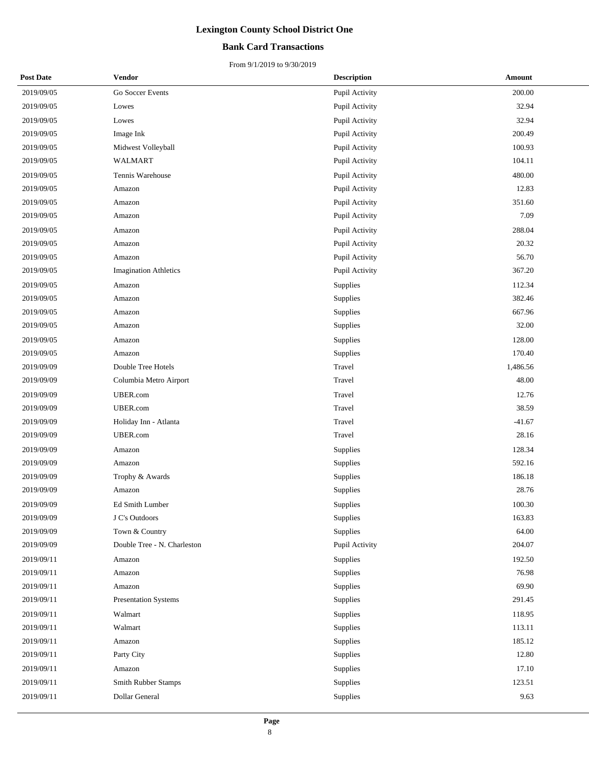# Lexington County School District One

## Bank Card Transactions

From 9/1/2019 to 9/30/2019

| Post Date | Vendor | Description | Amount |
|---|---|---|---|
| 2019/09/05 | Go Soccer Events | Pupil Activity | 200.00 |
| 2019/09/05 | Lowes | Pupil Activity | 32.94 |
| 2019/09/05 | Lowes | Pupil Activity | 32.94 |
| 2019/09/05 | Image Ink | Pupil Activity | 200.49 |
| 2019/09/05 | Midwest Volleyball | Pupil Activity | 100.93 |
| 2019/09/05 | WALMART | Pupil Activity | 104.11 |
| 2019/09/05 | Tennis Warehouse | Pupil Activity | 480.00 |
| 2019/09/05 | Amazon | Pupil Activity | 12.83 |
| 2019/09/05 | Amazon | Pupil Activity | 351.60 |
| 2019/09/05 | Amazon | Pupil Activity | 7.09 |
| 2019/09/05 | Amazon | Pupil Activity | 288.04 |
| 2019/09/05 | Amazon | Pupil Activity | 20.32 |
| 2019/09/05 | Amazon | Pupil Activity | 56.70 |
| 2019/09/05 | Imagination Athletics | Pupil Activity | 367.20 |
| 2019/09/05 | Amazon | Supplies | 112.34 |
| 2019/09/05 | Amazon | Supplies | 382.46 |
| 2019/09/05 | Amazon | Supplies | 667.96 |
| 2019/09/05 | Amazon | Supplies | 32.00 |
| 2019/09/05 | Amazon | Supplies | 128.00 |
| 2019/09/05 | Amazon | Supplies | 170.40 |
| 2019/09/09 | Double Tree Hotels | Travel | 1,486.56 |
| 2019/09/09 | Columbia Metro Airport | Travel | 48.00 |
| 2019/09/09 | UBER.com | Travel | 12.76 |
| 2019/09/09 | UBER.com | Travel | 38.59 |
| 2019/09/09 | Holiday Inn - Atlanta | Travel | -41.67 |
| 2019/09/09 | UBER.com | Travel | 28.16 |
| 2019/09/09 | Amazon | Supplies | 128.34 |
| 2019/09/09 | Amazon | Supplies | 592.16 |
| 2019/09/09 | Trophy & Awards | Supplies | 186.18 |
| 2019/09/09 | Amazon | Supplies | 28.76 |
| 2019/09/09 | Ed Smith Lumber | Supplies | 100.30 |
| 2019/09/09 | J C's Outdoors | Supplies | 163.83 |
| 2019/09/09 | Town & Country | Supplies | 64.00 |
| 2019/09/09 | Double Tree - N. Charleston | Pupil Activity | 204.07 |
| 2019/09/11 | Amazon | Supplies | 192.50 |
| 2019/09/11 | Amazon | Supplies | 76.98 |
| 2019/09/11 | Amazon | Supplies | 69.90 |
| 2019/09/11 | Presentation Systems | Supplies | 291.45 |
| 2019/09/11 | Walmart | Supplies | 118.95 |
| 2019/09/11 | Walmart | Supplies | 113.11 |
| 2019/09/11 | Amazon | Supplies | 185.12 |
| 2019/09/11 | Party City | Supplies | 12.80 |
| 2019/09/11 | Amazon | Supplies | 17.10 |
| 2019/09/11 | Smith Rubber Stamps | Supplies | 123.51 |
| 2019/09/11 | Dollar General | Supplies | 9.63 |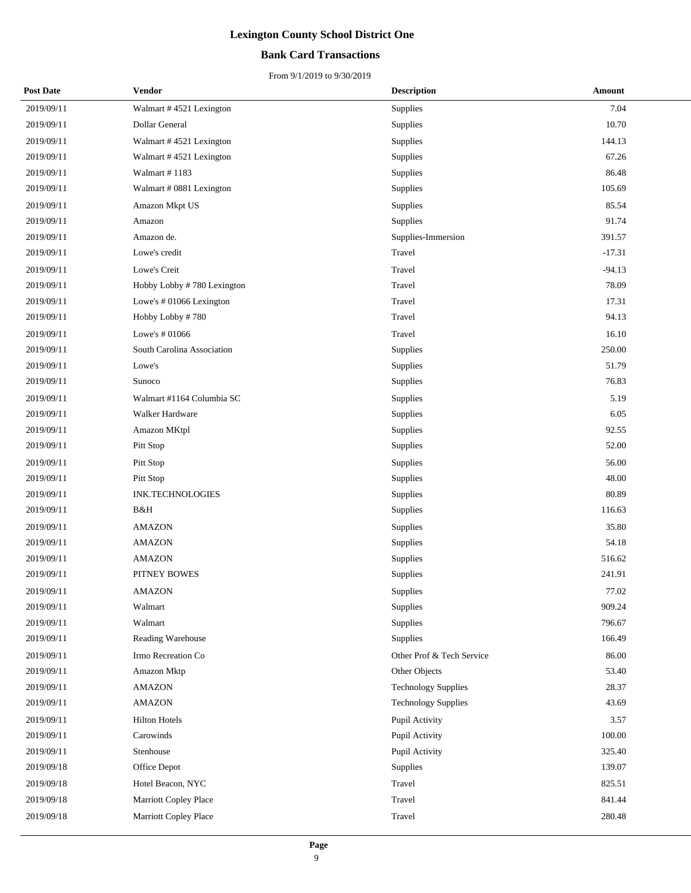# Lexington County School District One

## Bank Card Transactions

From 9/1/2019 to 9/30/2019

| Post Date | Vendor | Description | Amount |
|---|---|---|---|
| 2019/09/11 | Walmart # 4521 Lexington | Supplies | 7.04 |
| 2019/09/11 | Dollar General | Supplies | 10.70 |
| 2019/09/11 | Walmart # 4521 Lexington | Supplies | 144.13 |
| 2019/09/11 | Walmart # 4521 Lexington | Supplies | 67.26 |
| 2019/09/11 | Walmart # 1183 | Supplies | 86.48 |
| 2019/09/11 | Walmart # 0881 Lexington | Supplies | 105.69 |
| 2019/09/11 | Amazon Mkpt US | Supplies | 85.54 |
| 2019/09/11 | Amazon | Supplies | 91.74 |
| 2019/09/11 | Amazon de. | Supplies-Immersion | 391.57 |
| 2019/09/11 | Lowe's credit | Travel | -17.31 |
| 2019/09/11 | Lowe's Creit | Travel | -94.13 |
| 2019/09/11 | Hobby Lobby # 780 Lexington | Travel | 78.09 |
| 2019/09/11 | Lowe's # 01066 Lexington | Travel | 17.31 |
| 2019/09/11 | Hobby Lobby # 780 | Travel | 94.13 |
| 2019/09/11 | Lowe's # 01066 | Travel | 16.10 |
| 2019/09/11 | South Carolina Association | Supplies | 250.00 |
| 2019/09/11 | Lowe's | Supplies | 51.79 |
| 2019/09/11 | Sunoco | Supplies | 76.83 |
| 2019/09/11 | Walmart #1164 Columbia SC | Supplies | 5.19 |
| 2019/09/11 | Walker Hardware | Supplies | 6.05 |
| 2019/09/11 | Amazon MKtpl | Supplies | 92.55 |
| 2019/09/11 | Pitt Stop | Supplies | 52.00 |
| 2019/09/11 | Pitt Stop | Supplies | 56.00 |
| 2019/09/11 | Pitt Stop | Supplies | 48.00 |
| 2019/09/11 | INK.TECHNOLOGIES | Supplies | 80.89 |
| 2019/09/11 | B&H | Supplies | 116.63 |
| 2019/09/11 | AMAZON | Supplies | 35.80 |
| 2019/09/11 | AMAZON | Supplies | 54.18 |
| 2019/09/11 | AMAZON | Supplies | 516.62 |
| 2019/09/11 | PITNEY BOWES | Supplies | 241.91 |
| 2019/09/11 | AMAZON | Supplies | 77.02 |
| 2019/09/11 | Walmart | Supplies | 909.24 |
| 2019/09/11 | Walmart | Supplies | 796.67 |
| 2019/09/11 | Reading Warehouse | Supplies | 166.49 |
| 2019/09/11 | Irmo Recreation Co | Other Prof & Tech Service | 86.00 |
| 2019/09/11 | Amazon Mktp | Other Objects | 53.40 |
| 2019/09/11 | AMAZON | Technology Supplies | 28.37 |
| 2019/09/11 | AMAZON | Technology Supplies | 43.69 |
| 2019/09/11 | Hilton Hotels | Pupil Activity | 3.57 |
| 2019/09/11 | Carowinds | Pupil Activity | 100.00 |
| 2019/09/11 | Stenhouse | Pupil Activity | 325.40 |
| 2019/09/18 | Office Depot | Supplies | 139.07 |
| 2019/09/18 | Hotel Beacon, NYC | Travel | 825.51 |
| 2019/09/18 | Marriott Copley Place | Travel | 841.44 |
| 2019/09/18 | Marriott Copley Place | Travel | 280.48 |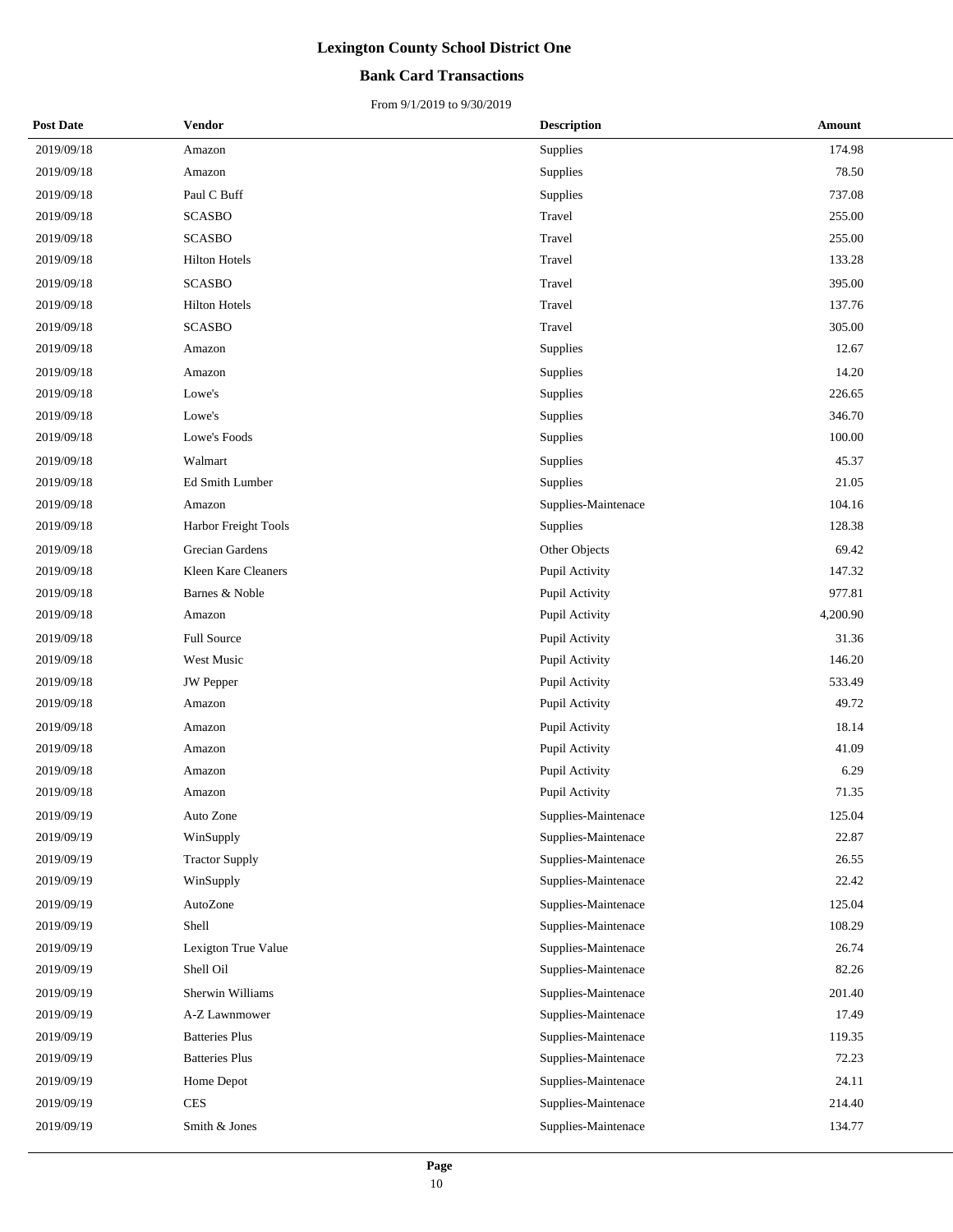# Lexington County School District One

## Bank Card Transactions

From 9/1/2019 to 9/30/2019

| Post Date | Vendor | Description | Amount |
|---|---|---|---|
| 2019/09/18 | Amazon | Supplies | 174.98 |
| 2019/09/18 | Amazon | Supplies | 78.50 |
| 2019/09/18 | Paul C Buff | Supplies | 737.08 |
| 2019/09/18 | SCASBO | Travel | 255.00 |
| 2019/09/18 | SCASBO | Travel | 255.00 |
| 2019/09/18 | Hilton Hotels | Travel | 133.28 |
| 2019/09/18 | SCASBO | Travel | 395.00 |
| 2019/09/18 | Hilton Hotels | Travel | 137.76 |
| 2019/09/18 | SCASBO | Travel | 305.00 |
| 2019/09/18 | Amazon | Supplies | 12.67 |
| 2019/09/18 | Amazon | Supplies | 14.20 |
| 2019/09/18 | Lowe's | Supplies | 226.65 |
| 2019/09/18 | Lowe's | Supplies | 346.70 |
| 2019/09/18 | Lowe's Foods | Supplies | 100.00 |
| 2019/09/18 | Walmart | Supplies | 45.37 |
| 2019/09/18 | Ed Smith Lumber | Supplies | 21.05 |
| 2019/09/18 | Amazon | Supplies-Maintenace | 104.16 |
| 2019/09/18 | Harbor Freight Tools | Supplies | 128.38 |
| 2019/09/18 | Grecian Gardens | Other Objects | 69.42 |
| 2019/09/18 | Kleen Kare Cleaners | Pupil Activity | 147.32 |
| 2019/09/18 | Barnes & Noble | Pupil Activity | 977.81 |
| 2019/09/18 | Amazon | Pupil Activity | 4,200.90 |
| 2019/09/18 | Full Source | Pupil Activity | 31.36 |
| 2019/09/18 | West Music | Pupil Activity | 146.20 |
| 2019/09/18 | JW Pepper | Pupil Activity | 533.49 |
| 2019/09/18 | Amazon | Pupil Activity | 49.72 |
| 2019/09/18 | Amazon | Pupil Activity | 18.14 |
| 2019/09/18 | Amazon | Pupil Activity | 41.09 |
| 2019/09/18 | Amazon | Pupil Activity | 6.29 |
| 2019/09/18 | Amazon | Pupil Activity | 71.35 |
| 2019/09/19 | Auto Zone | Supplies-Maintenace | 125.04 |
| 2019/09/19 | WinSupply | Supplies-Maintenace | 22.87 |
| 2019/09/19 | Tractor Supply | Supplies-Maintenace | 26.55 |
| 2019/09/19 | WinSupply | Supplies-Maintenace | 22.42 |
| 2019/09/19 | AutoZone | Supplies-Maintenace | 125.04 |
| 2019/09/19 | Shell | Supplies-Maintenace | 108.29 |
| 2019/09/19 | Lexigton True Value | Supplies-Maintenace | 26.74 |
| 2019/09/19 | Shell Oil | Supplies-Maintenace | 82.26 |
| 2019/09/19 | Sherwin Williams | Supplies-Maintenace | 201.40 |
| 2019/09/19 | A-Z Lawnmower | Supplies-Maintenace | 17.49 |
| 2019/09/19 | Batteries Plus | Supplies-Maintenace | 119.35 |
| 2019/09/19 | Batteries Plus | Supplies-Maintenace | 72.23 |
| 2019/09/19 | Home Depot | Supplies-Maintenace | 24.11 |
| 2019/09/19 | CES | Supplies-Maintenace | 214.40 |
| 2019/09/19 | Smith & Jones | Supplies-Maintenace | 134.77 |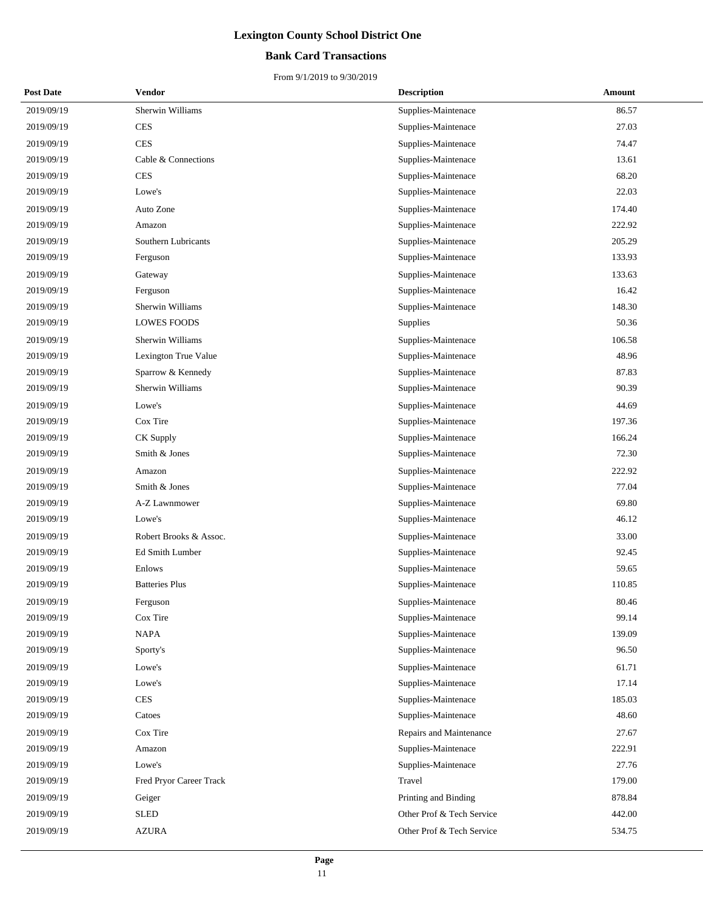# Lexington County School District One

## Bank Card Transactions

From 9/1/2019 to 9/30/2019

| Post Date | Vendor | Description | Amount |
|---|---|---|---|
| 2019/09/19 | Sherwin Williams | Supplies-Maintenace | 86.57 |
| 2019/09/19 | CES | Supplies-Maintenace | 27.03 |
| 2019/09/19 | CES | Supplies-Maintenace | 74.47 |
| 2019/09/19 | Cable & Connections | Supplies-Maintenace | 13.61 |
| 2019/09/19 | CES | Supplies-Maintenace | 68.20 |
| 2019/09/19 | Lowe's | Supplies-Maintenace | 22.03 |
| 2019/09/19 | Auto Zone | Supplies-Maintenace | 174.40 |
| 2019/09/19 | Amazon | Supplies-Maintenace | 222.92 |
| 2019/09/19 | Southern Lubricants | Supplies-Maintenace | 205.29 |
| 2019/09/19 | Ferguson | Supplies-Maintenace | 133.93 |
| 2019/09/19 | Gateway | Supplies-Maintenace | 133.63 |
| 2019/09/19 | Ferguson | Supplies-Maintenace | 16.42 |
| 2019/09/19 | Sherwin Williams | Supplies-Maintenace | 148.30 |
| 2019/09/19 | LOWES FOODS | Supplies | 50.36 |
| 2019/09/19 | Sherwin Williams | Supplies-Maintenace | 106.58 |
| 2019/09/19 | Lexington True Value | Supplies-Maintenace | 48.96 |
| 2019/09/19 | Sparrow & Kennedy | Supplies-Maintenace | 87.83 |
| 2019/09/19 | Sherwin Williams | Supplies-Maintenace | 90.39 |
| 2019/09/19 | Lowe's | Supplies-Maintenace | 44.69 |
| 2019/09/19 | Cox Tire | Supplies-Maintenace | 197.36 |
| 2019/09/19 | CK Supply | Supplies-Maintenace | 166.24 |
| 2019/09/19 | Smith & Jones | Supplies-Maintenace | 72.30 |
| 2019/09/19 | Amazon | Supplies-Maintenace | 222.92 |
| 2019/09/19 | Smith & Jones | Supplies-Maintenace | 77.04 |
| 2019/09/19 | A-Z Lawnmower | Supplies-Maintenace | 69.80 |
| 2019/09/19 | Lowe's | Supplies-Maintenace | 46.12 |
| 2019/09/19 | Robert Brooks & Assoc. | Supplies-Maintenace | 33.00 |
| 2019/09/19 | Ed Smith Lumber | Supplies-Maintenace | 92.45 |
| 2019/09/19 | Enlows | Supplies-Maintenace | 59.65 |
| 2019/09/19 | Batteries Plus | Supplies-Maintenace | 110.85 |
| 2019/09/19 | Ferguson | Supplies-Maintenace | 80.46 |
| 2019/09/19 | Cox Tire | Supplies-Maintenace | 99.14 |
| 2019/09/19 | NAPA | Supplies-Maintenace | 139.09 |
| 2019/09/19 | Sporty's | Supplies-Maintenace | 96.50 |
| 2019/09/19 | Lowe's | Supplies-Maintenace | 61.71 |
| 2019/09/19 | Lowe's | Supplies-Maintenace | 17.14 |
| 2019/09/19 | CES | Supplies-Maintenace | 185.03 |
| 2019/09/19 | Catoes | Supplies-Maintenace | 48.60 |
| 2019/09/19 | Cox Tire | Repairs and Maintenance | 27.67 |
| 2019/09/19 | Amazon | Supplies-Maintenace | 222.91 |
| 2019/09/19 | Lowe's | Supplies-Maintenace | 27.76 |
| 2019/09/19 | Fred Pryor Career Track | Travel | 179.00 |
| 2019/09/19 | Geiger | Printing and Binding | 878.84 |
| 2019/09/19 | SLED | Other Prof & Tech Service | 442.00 |
| 2019/09/19 | AZURA | Other Prof & Tech Service | 534.75 |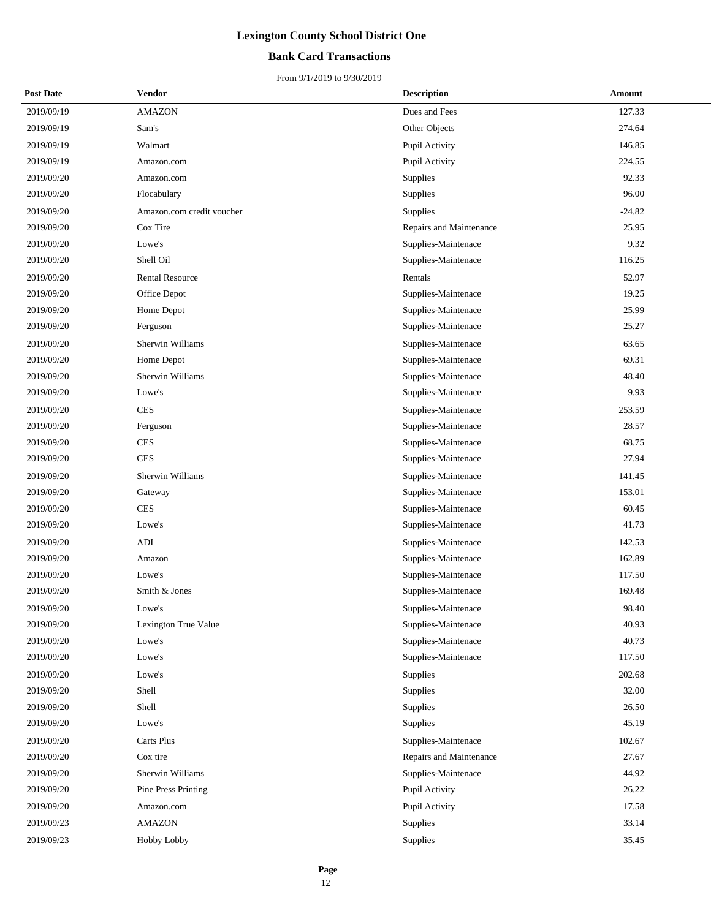# Lexington County School District One

## Bank Card Transactions

From 9/1/2019 to 9/30/2019

| Post Date | Vendor | Description | Amount |
|---|---|---|---|
| 2019/09/19 | AMAZON | Dues and Fees | 127.33 |
| 2019/09/19 | Sam's | Other Objects | 274.64 |
| 2019/09/19 | Walmart | Pupil Activity | 146.85 |
| 2019/09/19 | Amazon.com | Pupil Activity | 224.55 |
| 2019/09/20 | Amazon.com | Supplies | 92.33 |
| 2019/09/20 | Flocabulary | Supplies | 96.00 |
| 2019/09/20 | Amazon.com credit voucher | Supplies | -24.82 |
| 2019/09/20 | Cox Tire | Repairs and Maintenance | 25.95 |
| 2019/09/20 | Lowe's | Supplies-Maintenace | 9.32 |
| 2019/09/20 | Shell Oil | Supplies-Maintenace | 116.25 |
| 2019/09/20 | Rental Resource | Rentals | 52.97 |
| 2019/09/20 | Office Depot | Supplies-Maintenace | 19.25 |
| 2019/09/20 | Home Depot | Supplies-Maintenace | 25.99 |
| 2019/09/20 | Ferguson | Supplies-Maintenace | 25.27 |
| 2019/09/20 | Sherwin Williams | Supplies-Maintenace | 63.65 |
| 2019/09/20 | Home Depot | Supplies-Maintenace | 69.31 |
| 2019/09/20 | Sherwin Williams | Supplies-Maintenace | 48.40 |
| 2019/09/20 | Lowe's | Supplies-Maintenace | 9.93 |
| 2019/09/20 | CES | Supplies-Maintenace | 253.59 |
| 2019/09/20 | Ferguson | Supplies-Maintenace | 28.57 |
| 2019/09/20 | CES | Supplies-Maintenace | 68.75 |
| 2019/09/20 | CES | Supplies-Maintenace | 27.94 |
| 2019/09/20 | Sherwin Williams | Supplies-Maintenace | 141.45 |
| 2019/09/20 | Gateway | Supplies-Maintenace | 153.01 |
| 2019/09/20 | CES | Supplies-Maintenace | 60.45 |
| 2019/09/20 | Lowe's | Supplies-Maintenace | 41.73 |
| 2019/09/20 | ADI | Supplies-Maintenace | 142.53 |
| 2019/09/20 | Amazon | Supplies-Maintenace | 162.89 |
| 2019/09/20 | Lowe's | Supplies-Maintenace | 117.50 |
| 2019/09/20 | Smith & Jones | Supplies-Maintenace | 169.48 |
| 2019/09/20 | Lowe's | Supplies-Maintenace | 98.40 |
| 2019/09/20 | Lexington True Value | Supplies-Maintenace | 40.93 |
| 2019/09/20 | Lowe's | Supplies-Maintenace | 40.73 |
| 2019/09/20 | Lowe's | Supplies-Maintenace | 117.50 |
| 2019/09/20 | Lowe's | Supplies | 202.68 |
| 2019/09/20 | Shell | Supplies | 32.00 |
| 2019/09/20 | Shell | Supplies | 26.50 |
| 2019/09/20 | Lowe's | Supplies | 45.19 |
| 2019/09/20 | Carts Plus | Supplies-Maintenace | 102.67 |
| 2019/09/20 | Cox tire | Repairs and Maintenance | 27.67 |
| 2019/09/20 | Sherwin Williams | Supplies-Maintenace | 44.92 |
| 2019/09/20 | Pine Press Printing | Pupil Activity | 26.22 |
| 2019/09/20 | Amazon.com | Pupil Activity | 17.58 |
| 2019/09/23 | AMAZON | Supplies | 33.14 |
| 2019/09/23 | Hobby Lobby | Supplies | 35.45 |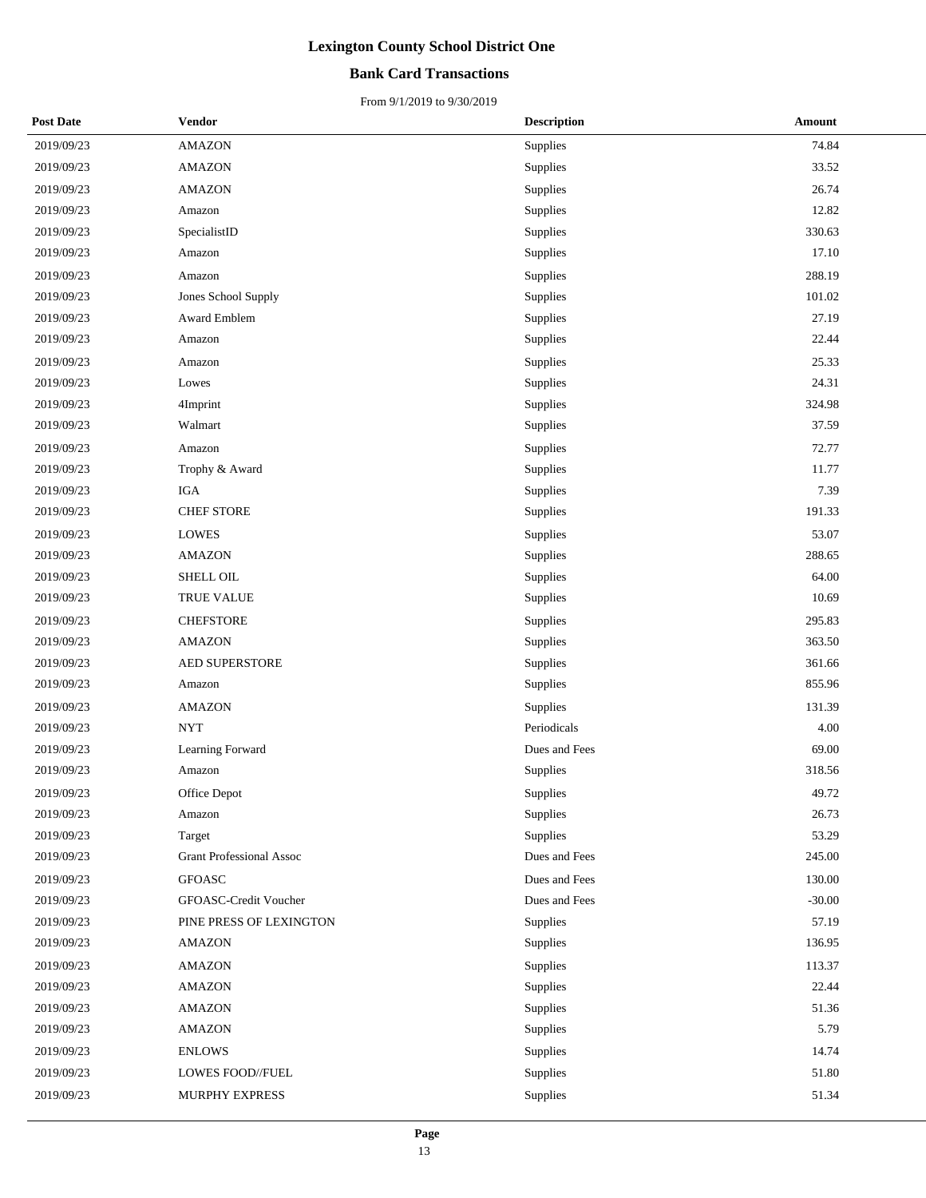# Lexington County School District One

## Bank Card Transactions

From 9/1/2019 to 9/30/2019

| Post Date | Vendor | Description | Amount |
|---|---|---|---|
| 2019/09/23 | AMAZON | Supplies | 74.84 |
| 2019/09/23 | AMAZON | Supplies | 33.52 |
| 2019/09/23 | AMAZON | Supplies | 26.74 |
| 2019/09/23 | Amazon | Supplies | 12.82 |
| 2019/09/23 | SpecialistID | Supplies | 330.63 |
| 2019/09/23 | Amazon | Supplies | 17.10 |
| 2019/09/23 | Amazon | Supplies | 288.19 |
| 2019/09/23 | Jones School Supply | Supplies | 101.02 |
| 2019/09/23 | Award Emblem | Supplies | 27.19 |
| 2019/09/23 | Amazon | Supplies | 22.44 |
| 2019/09/23 | Amazon | Supplies | 25.33 |
| 2019/09/23 | Lowes | Supplies | 24.31 |
| 2019/09/23 | 4Imprint | Supplies | 324.98 |
| 2019/09/23 | Walmart | Supplies | 37.59 |
| 2019/09/23 | Amazon | Supplies | 72.77 |
| 2019/09/23 | Trophy & Award | Supplies | 11.77 |
| 2019/09/23 | IGA | Supplies | 7.39 |
| 2019/09/23 | CHEF STORE | Supplies | 191.33 |
| 2019/09/23 | LOWES | Supplies | 53.07 |
| 2019/09/23 | AMAZON | Supplies | 288.65 |
| 2019/09/23 | SHELL OIL | Supplies | 64.00 |
| 2019/09/23 | TRUE VALUE | Supplies | 10.69 |
| 2019/09/23 | CHEFSTORE | Supplies | 295.83 |
| 2019/09/23 | AMAZON | Supplies | 363.50 |
| 2019/09/23 | AED SUPERSTORE | Supplies | 361.66 |
| 2019/09/23 | Amazon | Supplies | 855.96 |
| 2019/09/23 | AMAZON | Supplies | 131.39 |
| 2019/09/23 | NYT | Periodicals | 4.00 |
| 2019/09/23 | Learning Forward | Dues and Fees | 69.00 |
| 2019/09/23 | Amazon | Supplies | 318.56 |
| 2019/09/23 | Office Depot | Supplies | 49.72 |
| 2019/09/23 | Amazon | Supplies | 26.73 |
| 2019/09/23 | Target | Supplies | 53.29 |
| 2019/09/23 | Grant Professional Assoc | Dues and Fees | 245.00 |
| 2019/09/23 | GFOASC | Dues and Fees | 130.00 |
| 2019/09/23 | GFOASC-Credit Voucher | Dues and Fees | -30.00 |
| 2019/09/23 | PINE PRESS OF LEXINGTON | Supplies | 57.19 |
| 2019/09/23 | AMAZON | Supplies | 136.95 |
| 2019/09/23 | AMAZON | Supplies | 113.37 |
| 2019/09/23 | AMAZON | Supplies | 22.44 |
| 2019/09/23 | AMAZON | Supplies | 51.36 |
| 2019/09/23 | AMAZON | Supplies | 5.79 |
| 2019/09/23 | ENLOWS | Supplies | 14.74 |
| 2019/09/23 | LOWES FOOD//FUEL | Supplies | 51.80 |
| 2019/09/23 | MURPHY EXPRESS | Supplies | 51.34 |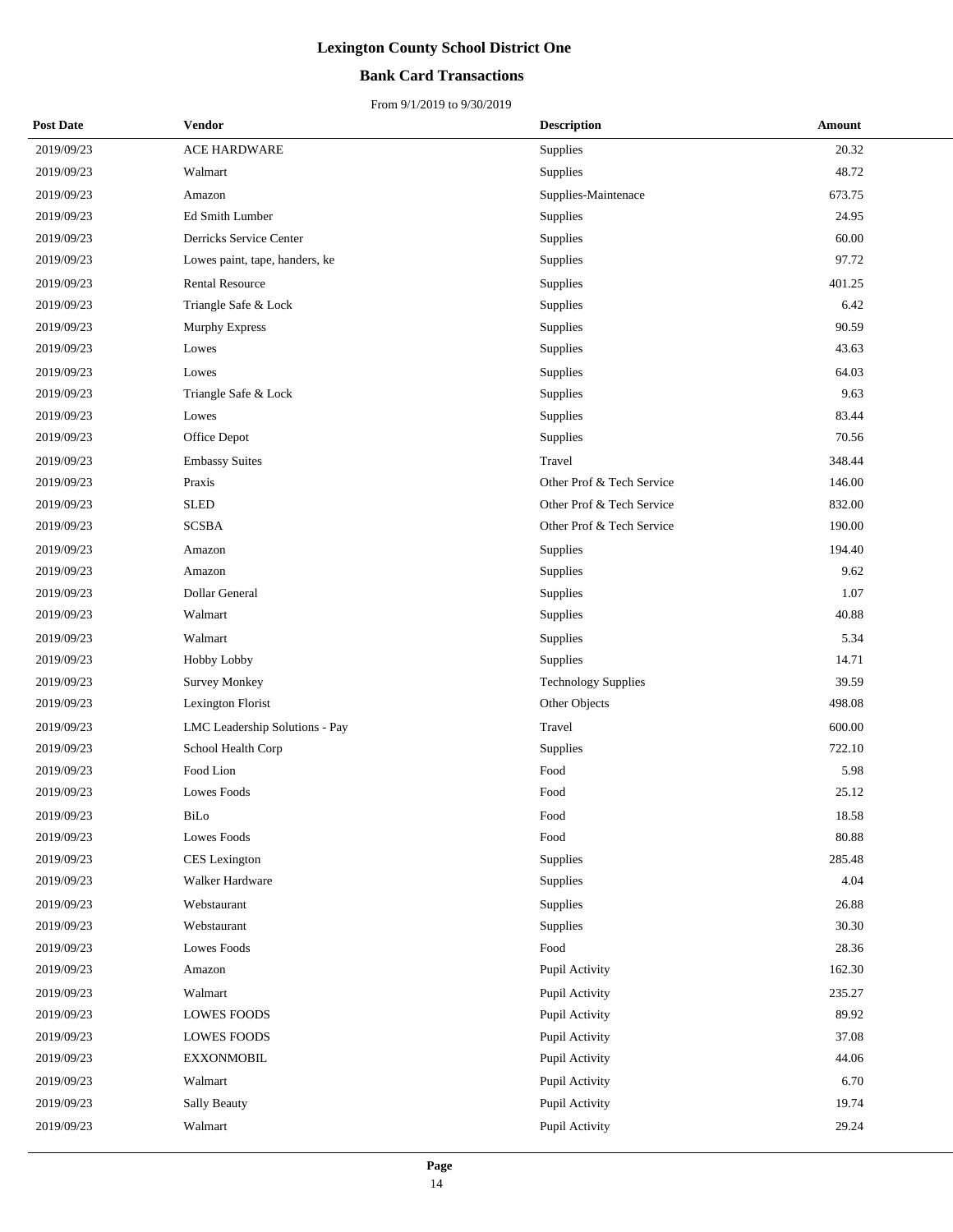# Lexington County School District One

## Bank Card Transactions

From 9/1/2019 to 9/30/2019

| Post Date | Vendor | Description | Amount |
|---|---|---|---|
| 2019/09/23 | ACE HARDWARE | Supplies | 20.32 |
| 2019/09/23 | Walmart | Supplies | 48.72 |
| 2019/09/23 | Amazon | Supplies-Maintenace | 673.75 |
| 2019/09/23 | Ed Smith Lumber | Supplies | 24.95 |
| 2019/09/23 | Derricks Service Center | Supplies | 60.00 |
| 2019/09/23 | Lowes paint, tape, handers, ke | Supplies | 97.72 |
| 2019/09/23 | Rental Resource | Supplies | 401.25 |
| 2019/09/23 | Triangle Safe & Lock | Supplies | 6.42 |
| 2019/09/23 | Murphy Express | Supplies | 90.59 |
| 2019/09/23 | Lowes | Supplies | 43.63 |
| 2019/09/23 | Lowes | Supplies | 64.03 |
| 2019/09/23 | Triangle Safe & Lock | Supplies | 9.63 |
| 2019/09/23 | Lowes | Supplies | 83.44 |
| 2019/09/23 | Office Depot | Supplies | 70.56 |
| 2019/09/23 | Embassy Suites | Travel | 348.44 |
| 2019/09/23 | Praxis | Other Prof & Tech Service | 146.00 |
| 2019/09/23 | SLED | Other Prof & Tech Service | 832.00 |
| 2019/09/23 | SCSBA | Other Prof & Tech Service | 190.00 |
| 2019/09/23 | Amazon | Supplies | 194.40 |
| 2019/09/23 | Amazon | Supplies | 9.62 |
| 2019/09/23 | Dollar General | Supplies | 1.07 |
| 2019/09/23 | Walmart | Supplies | 40.88 |
| 2019/09/23 | Walmart | Supplies | 5.34 |
| 2019/09/23 | Hobby Lobby | Supplies | 14.71 |
| 2019/09/23 | Survey Monkey | Technology Supplies | 39.59 |
| 2019/09/23 | Lexington Florist | Other Objects | 498.08 |
| 2019/09/23 | LMC Leadership Solutions - Pay | Travel | 600.00 |
| 2019/09/23 | School Health Corp | Supplies | 722.10 |
| 2019/09/23 | Food Lion | Food | 5.98 |
| 2019/09/23 | Lowes Foods | Food | 25.12 |
| 2019/09/23 | BiLo | Food | 18.58 |
| 2019/09/23 | Lowes Foods | Food | 80.88 |
| 2019/09/23 | CES Lexington | Supplies | 285.48 |
| 2019/09/23 | Walker Hardware | Supplies | 4.04 |
| 2019/09/23 | Webstaurant | Supplies | 26.88 |
| 2019/09/23 | Webstaurant | Supplies | 30.30 |
| 2019/09/23 | Lowes Foods | Food | 28.36 |
| 2019/09/23 | Amazon | Pupil Activity | 162.30 |
| 2019/09/23 | Walmart | Pupil Activity | 235.27 |
| 2019/09/23 | LOWES FOODS | Pupil Activity | 89.92 |
| 2019/09/23 | LOWES FOODS | Pupil Activity | 37.08 |
| 2019/09/23 | EXXONMOBIL | Pupil Activity | 44.06 |
| 2019/09/23 | Walmart | Pupil Activity | 6.70 |
| 2019/09/23 | Sally Beauty | Pupil Activity | 19.74 |
| 2019/09/23 | Walmart | Pupil Activity | 29.24 |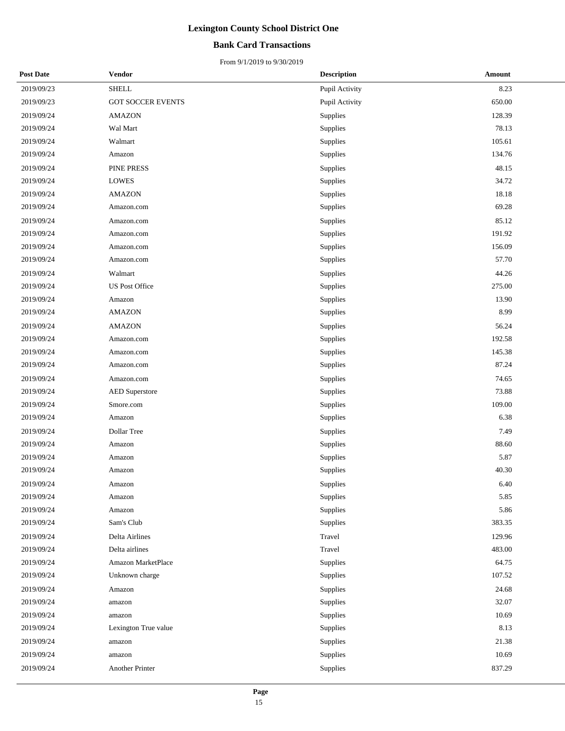# Lexington County School District One

## Bank Card Transactions

From 9/1/2019 to 9/30/2019

| Post Date | Vendor | Description | Amount |
|---|---|---|---|
| 2019/09/23 | SHELL | Pupil Activity | 8.23 |
| 2019/09/23 | GOT SOCCER EVENTS | Pupil Activity | 650.00 |
| 2019/09/24 | AMAZON | Supplies | 128.39 |
| 2019/09/24 | Wal Mart | Supplies | 78.13 |
| 2019/09/24 | Walmart | Supplies | 105.61 |
| 2019/09/24 | Amazon | Supplies | 134.76 |
| 2019/09/24 | PINE PRESS | Supplies | 48.15 |
| 2019/09/24 | LOWES | Supplies | 34.72 |
| 2019/09/24 | AMAZON | Supplies | 18.18 |
| 2019/09/24 | Amazon.com | Supplies | 69.28 |
| 2019/09/24 | Amazon.com | Supplies | 85.12 |
| 2019/09/24 | Amazon.com | Supplies | 191.92 |
| 2019/09/24 | Amazon.com | Supplies | 156.09 |
| 2019/09/24 | Amazon.com | Supplies | 57.70 |
| 2019/09/24 | Walmart | Supplies | 44.26 |
| 2019/09/24 | US Post Office | Supplies | 275.00 |
| 2019/09/24 | Amazon | Supplies | 13.90 |
| 2019/09/24 | AMAZON | Supplies | 8.99 |
| 2019/09/24 | AMAZON | Supplies | 56.24 |
| 2019/09/24 | Amazon.com | Supplies | 192.58 |
| 2019/09/24 | Amazon.com | Supplies | 145.38 |
| 2019/09/24 | Amazon.com | Supplies | 87.24 |
| 2019/09/24 | Amazon.com | Supplies | 74.65 |
| 2019/09/24 | AED Superstore | Supplies | 73.88 |
| 2019/09/24 | Smore.com | Supplies | 109.00 |
| 2019/09/24 | Amazon | Supplies | 6.38 |
| 2019/09/24 | Dollar Tree | Supplies | 7.49 |
| 2019/09/24 | Amazon | Supplies | 88.60 |
| 2019/09/24 | Amazon | Supplies | 5.87 |
| 2019/09/24 | Amazon | Supplies | 40.30 |
| 2019/09/24 | Amazon | Supplies | 6.40 |
| 2019/09/24 | Amazon | Supplies | 5.85 |
| 2019/09/24 | Amazon | Supplies | 5.86 |
| 2019/09/24 | Sam's Club | Supplies | 383.35 |
| 2019/09/24 | Delta Airlines | Travel | 129.96 |
| 2019/09/24 | Delta airlines | Travel | 483.00 |
| 2019/09/24 | Amazon MarketPlace | Supplies | 64.75 |
| 2019/09/24 | Unknown charge | Supplies | 107.52 |
| 2019/09/24 | Amazon | Supplies | 24.68 |
| 2019/09/24 | amazon | Supplies | 32.07 |
| 2019/09/24 | amazon | Supplies | 10.69 |
| 2019/09/24 | Lexington True value | Supplies | 8.13 |
| 2019/09/24 | amazon | Supplies | 21.38 |
| 2019/09/24 | amazon | Supplies | 10.69 |
| 2019/09/24 | Another Printer | Supplies | 837.29 |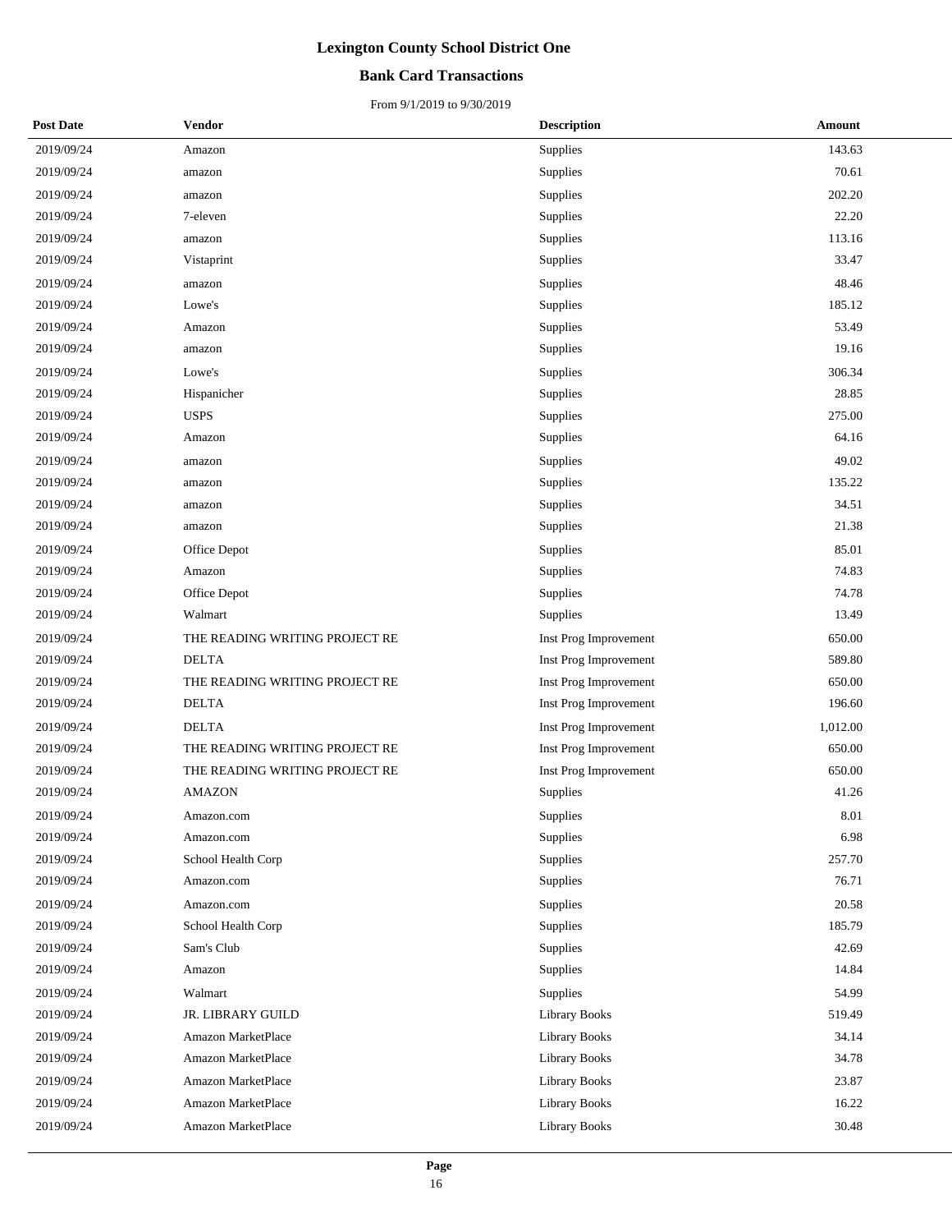# Lexington County School District One

## Bank Card Transactions

From 9/1/2019 to 9/30/2019

| Post Date | Vendor | Description | Amount |
|---|---|---|---|
| 2019/09/24 | Amazon | Supplies | 143.63 |
| 2019/09/24 | amazon | Supplies | 70.61 |
| 2019/09/24 | amazon | Supplies | 202.20 |
| 2019/09/24 | 7-eleven | Supplies | 22.20 |
| 2019/09/24 | amazon | Supplies | 113.16 |
| 2019/09/24 | Vistaprint | Supplies | 33.47 |
| 2019/09/24 | amazon | Supplies | 48.46 |
| 2019/09/24 | Lowe's | Supplies | 185.12 |
| 2019/09/24 | Amazon | Supplies | 53.49 |
| 2019/09/24 | amazon | Supplies | 19.16 |
| 2019/09/24 | Lowe's | Supplies | 306.34 |
| 2019/09/24 | Hispanicher | Supplies | 28.85 |
| 2019/09/24 | USPS | Supplies | 275.00 |
| 2019/09/24 | Amazon | Supplies | 64.16 |
| 2019/09/24 | amazon | Supplies | 49.02 |
| 2019/09/24 | amazon | Supplies | 135.22 |
| 2019/09/24 | amazon | Supplies | 34.51 |
| 2019/09/24 | amazon | Supplies | 21.38 |
| 2019/09/24 | Office Depot | Supplies | 85.01 |
| 2019/09/24 | Amazon | Supplies | 74.83 |
| 2019/09/24 | Office Depot | Supplies | 74.78 |
| 2019/09/24 | Walmart | Supplies | 13.49 |
| 2019/09/24 | THE READING WRITING PROJECT RE | Inst Prog Improvement | 650.00 |
| 2019/09/24 | DELTA | Inst Prog Improvement | 589.80 |
| 2019/09/24 | THE READING WRITING PROJECT RE | Inst Prog Improvement | 650.00 |
| 2019/09/24 | DELTA | Inst Prog Improvement | 196.60 |
| 2019/09/24 | DELTA | Inst Prog Improvement | 1,012.00 |
| 2019/09/24 | THE READING WRITING PROJECT RE | Inst Prog Improvement | 650.00 |
| 2019/09/24 | THE READING WRITING PROJECT RE | Inst Prog Improvement | 650.00 |
| 2019/09/24 | AMAZON | Supplies | 41.26 |
| 2019/09/24 | Amazon.com | Supplies | 8.01 |
| 2019/09/24 | Amazon.com | Supplies | 6.98 |
| 2019/09/24 | School Health Corp | Supplies | 257.70 |
| 2019/09/24 | Amazon.com | Supplies | 76.71 |
| 2019/09/24 | Amazon.com | Supplies | 20.58 |
| 2019/09/24 | School Health Corp | Supplies | 185.79 |
| 2019/09/24 | Sam's Club | Supplies | 42.69 |
| 2019/09/24 | Amazon | Supplies | 14.84 |
| 2019/09/24 | Walmart | Supplies | 54.99 |
| 2019/09/24 | JR. LIBRARY GUILD | Library Books | 519.49 |
| 2019/09/24 | Amazon MarketPlace | Library Books | 34.14 |
| 2019/09/24 | Amazon MarketPlace | Library Books | 34.78 |
| 2019/09/24 | Amazon MarketPlace | Library Books | 23.87 |
| 2019/09/24 | Amazon MarketPlace | Library Books | 16.22 |
| 2019/09/24 | Amazon MarketPlace | Library Books | 30.48 |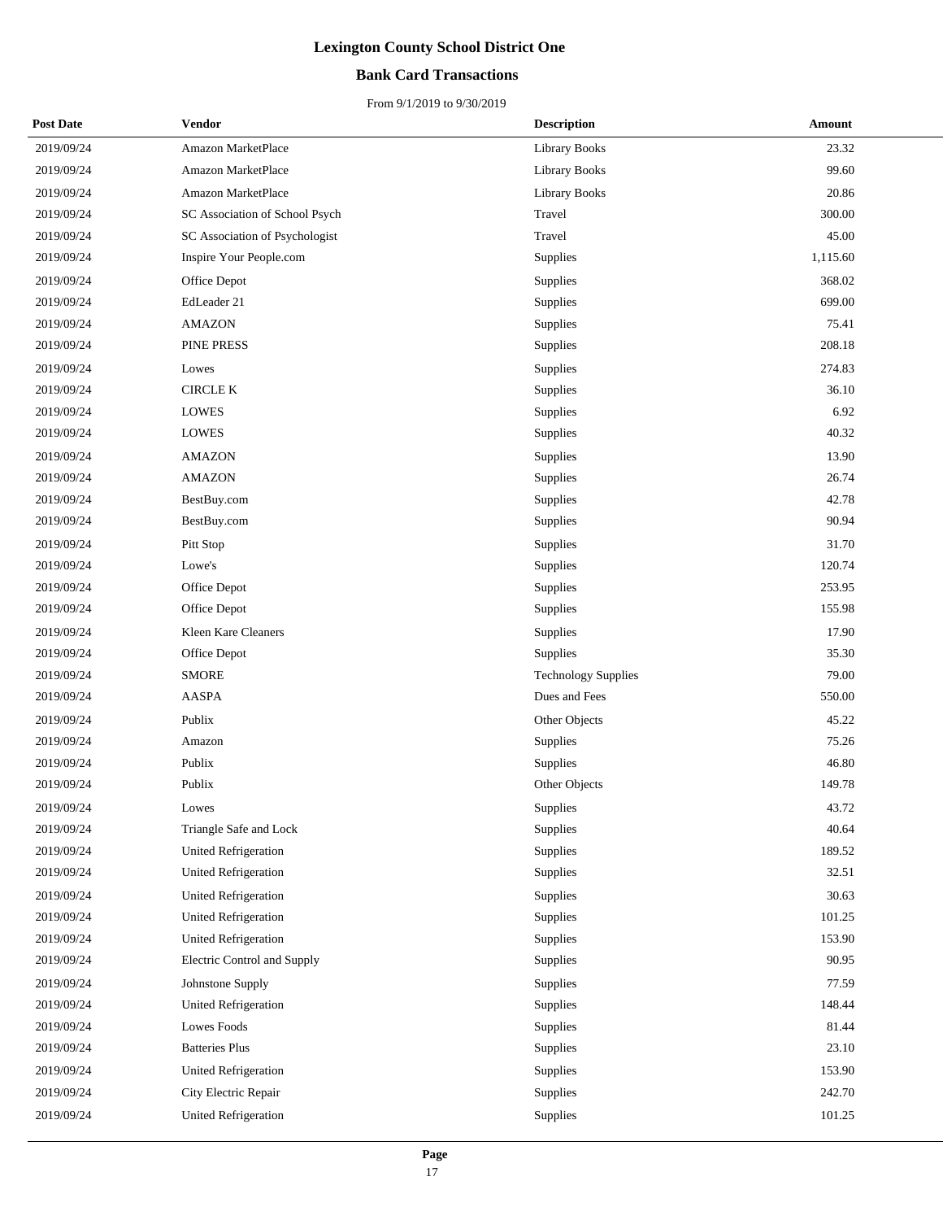# Lexington County School District One

## Bank Card Transactions

From 9/1/2019 to 9/30/2019

| Post Date | Vendor | Description | Amount |
|---|---|---|---|
| 2019/09/24 | Amazon MarketPlace | Library Books | 23.32 |
| 2019/09/24 | Amazon MarketPlace | Library Books | 99.60 |
| 2019/09/24 | Amazon MarketPlace | Library Books | 20.86 |
| 2019/09/24 | SC Association of School Psych | Travel | 300.00 |
| 2019/09/24 | SC Association of Psychologist | Travel | 45.00 |
| 2019/09/24 | Inspire Your People.com | Supplies | 1,115.60 |
| 2019/09/24 | Office Depot | Supplies | 368.02 |
| 2019/09/24 | EdLeader 21 | Supplies | 699.00 |
| 2019/09/24 | AMAZON | Supplies | 75.41 |
| 2019/09/24 | PINE PRESS | Supplies | 208.18 |
| 2019/09/24 | Lowes | Supplies | 274.83 |
| 2019/09/24 | CIRCLE K | Supplies | 36.10 |
| 2019/09/24 | LOWES | Supplies | 6.92 |
| 2019/09/24 | LOWES | Supplies | 40.32 |
| 2019/09/24 | AMAZON | Supplies | 13.90 |
| 2019/09/24 | AMAZON | Supplies | 26.74 |
| 2019/09/24 | BestBuy.com | Supplies | 42.78 |
| 2019/09/24 | BestBuy.com | Supplies | 90.94 |
| 2019/09/24 | Pitt Stop | Supplies | 31.70 |
| 2019/09/24 | Lowe's | Supplies | 120.74 |
| 2019/09/24 | Office Depot | Supplies | 253.95 |
| 2019/09/24 | Office Depot | Supplies | 155.98 |
| 2019/09/24 | Kleen Kare Cleaners | Supplies | 17.90 |
| 2019/09/24 | Office Depot | Supplies | 35.30 |
| 2019/09/24 | SMORE | Technology Supplies | 79.00 |
| 2019/09/24 | AASPA | Dues and Fees | 550.00 |
| 2019/09/24 | Publix | Other Objects | 45.22 |
| 2019/09/24 | Amazon | Supplies | 75.26 |
| 2019/09/24 | Publix | Supplies | 46.80 |
| 2019/09/24 | Publix | Other Objects | 149.78 |
| 2019/09/24 | Lowes | Supplies | 43.72 |
| 2019/09/24 | Triangle Safe and Lock | Supplies | 40.64 |
| 2019/09/24 | United Refrigeration | Supplies | 189.52 |
| 2019/09/24 | United Refrigeration | Supplies | 32.51 |
| 2019/09/24 | United Refrigeration | Supplies | 30.63 |
| 2019/09/24 | United Refrigeration | Supplies | 101.25 |
| 2019/09/24 | United Refrigeration | Supplies | 153.90 |
| 2019/09/24 | Electric Control and Supply | Supplies | 90.95 |
| 2019/09/24 | Johnstone Supply | Supplies | 77.59 |
| 2019/09/24 | United Refrigeration | Supplies | 148.44 |
| 2019/09/24 | Lowes Foods | Supplies | 81.44 |
| 2019/09/24 | Batteries Plus | Supplies | 23.10 |
| 2019/09/24 | United Refrigeration | Supplies | 153.90 |
| 2019/09/24 | City Electric Repair | Supplies | 242.70 |
| 2019/09/24 | United Refrigeration | Supplies | 101.25 |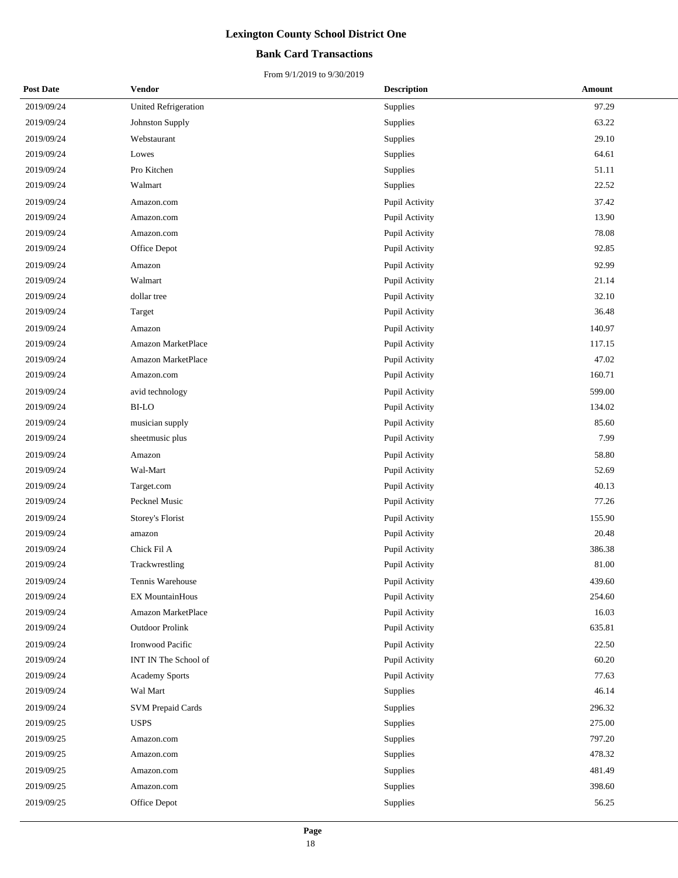# Lexington County School District One

## Bank Card Transactions

From 9/1/2019 to 9/30/2019

| Post Date | Vendor | Description | Amount |
|---|---|---|---|
| 2019/09/24 | United Refrigeration | Supplies | 97.29 |
| 2019/09/24 | Johnston Supply | Supplies | 63.22 |
| 2019/09/24 | Webstaurant | Supplies | 29.10 |
| 2019/09/24 | Lowes | Supplies | 64.61 |
| 2019/09/24 | Pro Kitchen | Supplies | 51.11 |
| 2019/09/24 | Walmart | Supplies | 22.52 |
| 2019/09/24 | Amazon.com | Pupil Activity | 37.42 |
| 2019/09/24 | Amazon.com | Pupil Activity | 13.90 |
| 2019/09/24 | Amazon.com | Pupil Activity | 78.08 |
| 2019/09/24 | Office Depot | Pupil Activity | 92.85 |
| 2019/09/24 | Amazon | Pupil Activity | 92.99 |
| 2019/09/24 | Walmart | Pupil Activity | 21.14 |
| 2019/09/24 | dollar tree | Pupil Activity | 32.10 |
| 2019/09/24 | Target | Pupil Activity | 36.48 |
| 2019/09/24 | Amazon | Pupil Activity | 140.97 |
| 2019/09/24 | Amazon MarketPlace | Pupil Activity | 117.15 |
| 2019/09/24 | Amazon MarketPlace | Pupil Activity | 47.02 |
| 2019/09/24 | Amazon.com | Pupil Activity | 160.71 |
| 2019/09/24 | avid technology | Pupil Activity | 599.00 |
| 2019/09/24 | BI-LO | Pupil Activity | 134.02 |
| 2019/09/24 | musician supply | Pupil Activity | 85.60 |
| 2019/09/24 | sheetmusic plus | Pupil Activity | 7.99 |
| 2019/09/24 | Amazon | Pupil Activity | 58.80 |
| 2019/09/24 | Wal-Mart | Pupil Activity | 52.69 |
| 2019/09/24 | Target.com | Pupil Activity | 40.13 |
| 2019/09/24 | Pecknel Music | Pupil Activity | 77.26 |
| 2019/09/24 | Storey's Florist | Pupil Activity | 155.90 |
| 2019/09/24 | amazon | Pupil Activity | 20.48 |
| 2019/09/24 | Chick Fil A | Pupil Activity | 386.38 |
| 2019/09/24 | Trackwrestling | Pupil Activity | 81.00 |
| 2019/09/24 | Tennis Warehouse | Pupil Activity | 439.60 |
| 2019/09/24 | EX MountainHous | Pupil Activity | 254.60 |
| 2019/09/24 | Amazon MarketPlace | Pupil Activity | 16.03 |
| 2019/09/24 | Outdoor Prolink | Pupil Activity | 635.81 |
| 2019/09/24 | Ironwood Pacific | Pupil Activity | 22.50 |
| 2019/09/24 | INT IN The School of | Pupil Activity | 60.20 |
| 2019/09/24 | Academy Sports | Pupil Activity | 77.63 |
| 2019/09/24 | Wal Mart | Supplies | 46.14 |
| 2019/09/24 | SVM Prepaid Cards | Supplies | 296.32 |
| 2019/09/25 | USPS | Supplies | 275.00 |
| 2019/09/25 | Amazon.com | Supplies | 797.20 |
| 2019/09/25 | Amazon.com | Supplies | 478.32 |
| 2019/09/25 | Amazon.com | Supplies | 481.49 |
| 2019/09/25 | Amazon.com | Supplies | 398.60 |
| 2019/09/25 | Office Depot | Supplies | 56.25 |